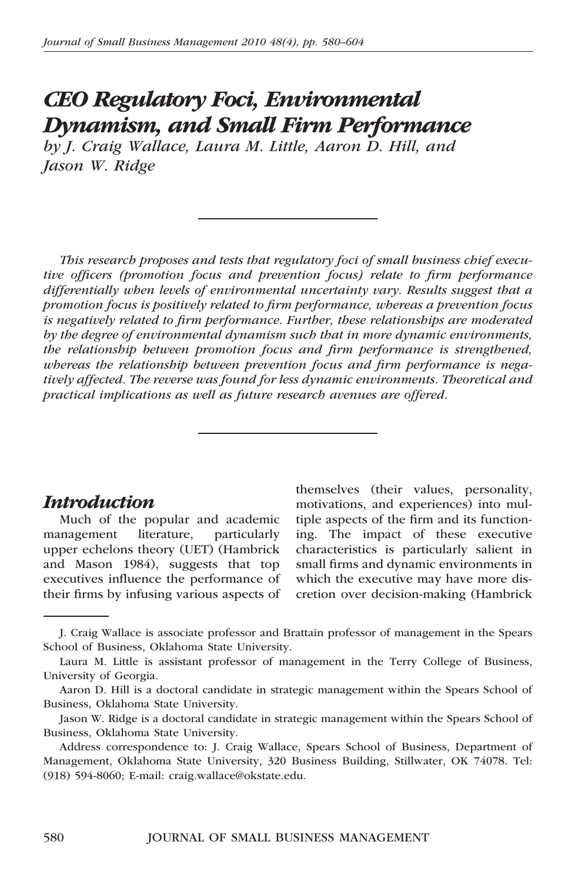# CEO Regulatory Foci, Environmental Dynamism, and Small Firm Performance

*by J. Craig Wallace, Laura M. Little, Aaron D. Hill, and Jason W. Ridge*

*This research proposes and tests that regulatory foci of small business chief executive officers (promotion focus and prevention focus) relate to firm performance differentially when levels of environmental uncertainty vary. Results suggest that a promotion focus is positively related to firm performance, whereas a prevention focus is negatively related to firm performance. Further, these relationships are moderated by the degree of environmental dynamism such that in more dynamic environments, the relationship between promotion focus and firm performance is strengthened, whereas the relationship between prevention focus and firm performance is negatively affected. The reverse was found for less dynamic environments. Theoretical and practical implications as well as future research avenues are offered.*

## Introduction

Much of the popular and academic management literature, particularly upper echelons theory (UET) (Hambrick and Mason 1984), suggests that top executives influence the performance of their firms by infusing various aspects of themselves (their values, personality, motivations, and experiences) into multiple aspects of the firm and its functioning. The impact of these executive characteristics is particularly salient in small firms and dynamic environments in which the executive may have more discretion over decision-making (Hambrick

---

J. Craig Wallace is associate professor and Brattain professor of management in the Spears School of Business, Oklahoma State University.

Laura M. Little is assistant professor of management in the Terry College of Business, University of Georgia.

Aaron D. Hill is a doctoral candidate in strategic management within the Spears School of Business, Oklahoma State University.

Jason W. Ridge is a doctoral candidate in strategic management within the Spears School of Business, Oklahoma State University.

Address correspondence to: J. Craig Wallace, Spears School of Business, Department of Management, Oklahoma State University, 320 Business Building, Stillwater, OK 74078. Tel: (918) 594-8060; E-mail: craig.wallace@okstate.edu.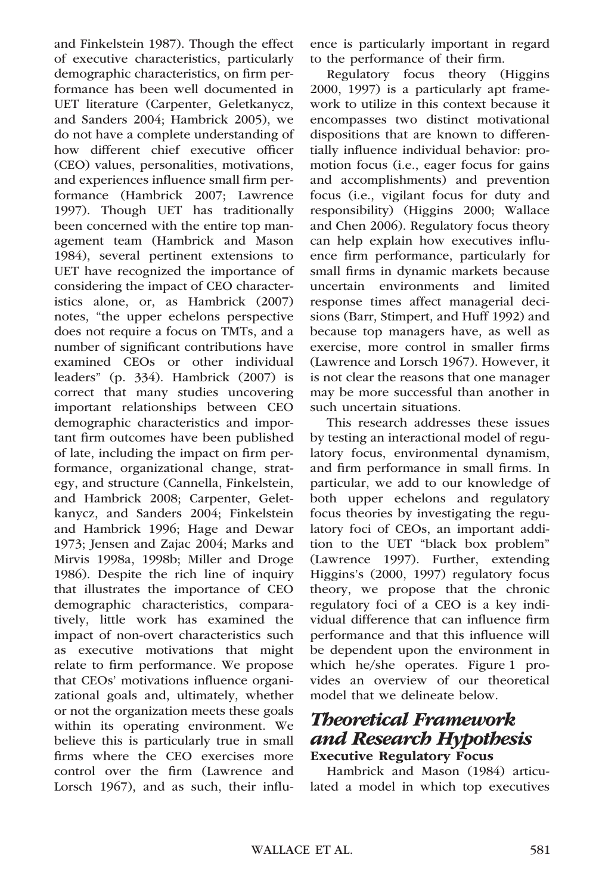and Finkelstein 1987). Though the effect of executive characteristics, particularly demographic characteristics, on firm performance has been well documented in UET literature (Carpenter, Geletkanycz, and Sanders 2004; Hambrick 2005), we do not have a complete understanding of how different chief executive officer (CEO) values, personalities, motivations, and experiences influence small firm performance (Hambrick 2007; Lawrence 1997). Though UET has traditionally been concerned with the entire top management team (Hambrick and Mason 1984), several pertinent extensions to UET have recognized the importance of considering the impact of CEO characteristics alone, or, as Hambrick (2007) notes, "the upper echelons perspective does not require a focus on TMTs, and a number of significant contributions have examined CEOs or other individual leaders" (p. 334). Hambrick (2007) is correct that many studies uncovering important relationships between CEO demographic characteristics and important firm outcomes have been published of late, including the impact on firm performance, organizational change, strategy, and structure (Cannella, Finkelstein, and Hambrick 2008; Carpenter, Geletkanycz, and Sanders 2004; Finkelstein and Hambrick 1996; Hage and Dewar 1973; Jensen and Zajac 2004; Marks and Mirvis 1998a, 1998b; Miller and Droge 1986). Despite the rich line of inquiry that illustrates the importance of CEO demographic characteristics, comparatively, little work has examined the impact of non-overt characteristics such as executive motivations that might relate to firm performance. We propose that CEOs' motivations influence organizational goals and, ultimately, whether or not the organization meets these goals within its operating environment. We believe this is particularly true in small firms where the CEO exercises more control over the firm (Lawrence and Lorsch 1967), and as such, their influence is particularly important in regard to the performance of their firm.

Regulatory focus theory (Higgins 2000, 1997) is a particularly apt framework to utilize in this context because it encompasses two distinct motivational dispositions that are known to differentially influence individual behavior: promotion focus (i.e., eager focus for gains and accomplishments) and prevention focus (i.e., vigilant focus for duty and responsibility) (Higgins 2000; Wallace and Chen 2006). Regulatory focus theory can help explain how executives influence firm performance, particularly for small firms in dynamic markets because uncertain environments and limited response times affect managerial decisions (Barr, Stimpert, and Huff 1992) and because top managers have, as well as exercise, more control in smaller firms (Lawrence and Lorsch 1967). However, it is not clear the reasons that one manager may be more successful than another in such uncertain situations.

This research addresses these issues by testing an interactional model of regulatory focus, environmental dynamism, and firm performance in small firms. In particular, we add to our knowledge of both upper echelons and regulatory focus theories by investigating the regulatory foci of CEOs, an important addition to the UET "black box problem" (Lawrence 1997). Further, extending Higgins's (2000, 1997) regulatory focus theory, we propose that the chronic regulatory foci of a CEO is a key individual difference that can influence firm performance and that this influence will be dependent upon the environment in which he/she operates. Figure 1 provides an overview of our theoretical model that we delineate below.

## *Theoretical Framework and Research Hypothesis*

### Executive Regulatory Focus

Hambrick and Mason (1984) articulated a model in which top executives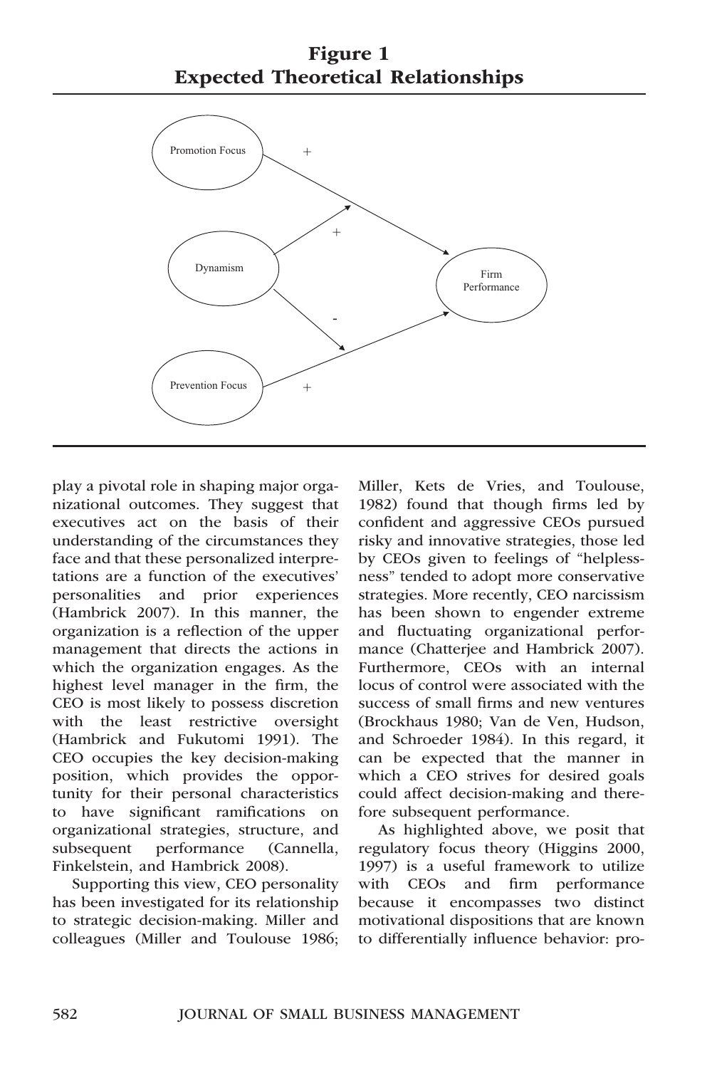**Figure 1**
**Expected Theoretical Relationships**

play a pivotal role in shaping major organizational outcomes. They suggest that executives act on the basis of their understanding of the circumstances they face and that these personalized interpretations are a function of the executives' personalities and prior experiences (Hambrick 2007). In this manner, the organization is a reflection of the upper management that directs the actions in which the organization engages. As the highest level manager in the firm, the CEO is most likely to possess discretion with the least restrictive oversight (Hambrick and Fukutomi 1991). The CEO occupies the key decision-making position, which provides the opportunity for their personal characteristics to have significant ramifications on organizational strategies, structure, and subsequent performance (Cannella, Finkelstein, and Hambrick 2008).

Supporting this view, CEO personality has been investigated for its relationship to strategic decision-making. Miller and colleagues (Miller and Toulouse 1986; Miller, Kets de Vries, and Toulouse, 1982) found that though firms led by confident and aggressive CEOs pursued risky and innovative strategies, those led by CEOs given to feelings of "helplessness" tended to adopt more conservative strategies. More recently, CEO narcissism has been shown to engender extreme and fluctuating organizational performance (Chatterjee and Hambrick 2007). Furthermore, CEOs with an internal locus of control were associated with the success of small firms and new ventures (Brockhaus 1980; Van de Ven, Hudson, and Schroeder 1984). In this regard, it can be expected that the manner in which a CEO strives for desired goals could affect decision-making and therefore subsequent performance.

As highlighted above, we posit that regulatory focus theory (Higgins 2000, 1997) is a useful framework to utilize with CEOs and firm performance because it encompasses two distinct motivational dispositions that are known to differentially influence behavior: pro-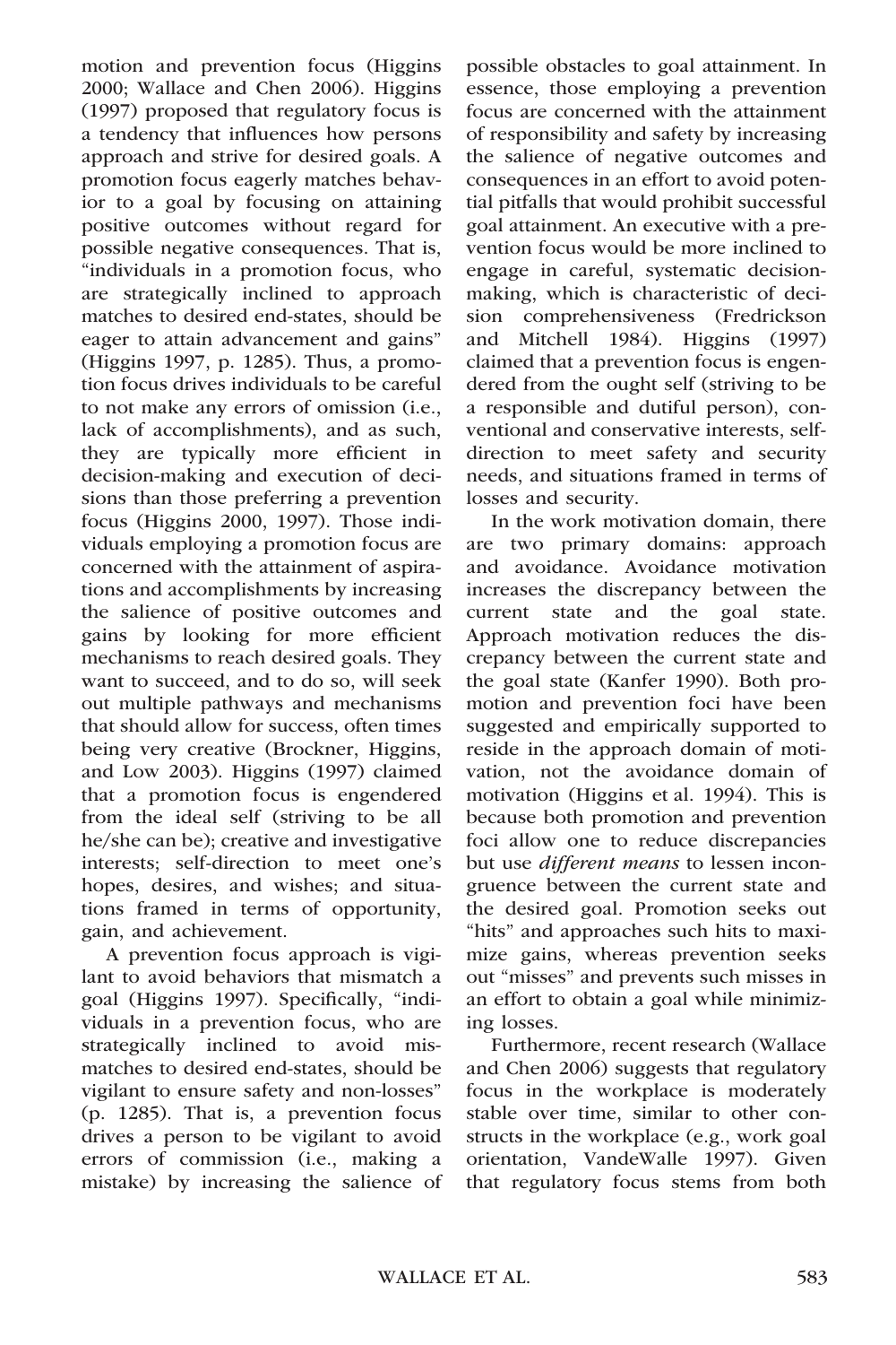motion and prevention focus (Higgins 2000; Wallace and Chen 2006). Higgins (1997) proposed that regulatory focus is a tendency that influences how persons approach and strive for desired goals. A promotion focus eagerly matches behavior to a goal by focusing on attaining positive outcomes without regard for possible negative consequences. That is, "individuals in a promotion focus, who are strategically inclined to approach matches to desired end-states, should be eager to attain advancement and gains" (Higgins 1997, p. 1285). Thus, a promotion focus drives individuals to be careful to not make any errors of omission (i.e., lack of accomplishments), and as such, they are typically more efficient in decision-making and execution of decisions than those preferring a prevention focus (Higgins 2000, 1997). Those individuals employing a promotion focus are concerned with the attainment of aspirations and accomplishments by increasing the salience of positive outcomes and gains by looking for more efficient mechanisms to reach desired goals. They want to succeed, and to do so, will seek out multiple pathways and mechanisms that should allow for success, often times being very creative (Brockner, Higgins, and Low 2003). Higgins (1997) claimed that a promotion focus is engendered from the ideal self (striving to be all he/she can be); creative and investigative interests; self-direction to meet one's hopes, desires, and wishes; and situations framed in terms of opportunity, gain, and achievement.

A prevention focus approach is vigilant to avoid behaviors that mismatch a goal (Higgins 1997). Specifically, "individuals in a prevention focus, who are strategically inclined to avoid mismatches to desired end-states, should be vigilant to ensure safety and non-losses" (p. 1285). That is, a prevention focus drives a person to be vigilant to avoid errors of commission (i.e., making a mistake) by increasing the salience of possible obstacles to goal attainment. In essence, those employing a prevention focus are concerned with the attainment of responsibility and safety by increasing the salience of negative outcomes and consequences in an effort to avoid potential pitfalls that would prohibit successful goal attainment. An executive with a prevention focus would be more inclined to engage in careful, systematic decision-making, which is characteristic of decision comprehensiveness (Fredrickson and Mitchell 1984). Higgins (1997) claimed that a prevention focus is engendered from the ought self (striving to be a responsible and dutiful person), conventional and conservative interests, self-direction to meet safety and security needs, and situations framed in terms of losses and security.

In the work motivation domain, there are two primary domains: approach and avoidance. Avoidance motivation increases the discrepancy between the current state and the goal state. Approach motivation reduces the discrepancy between the current state and the goal state (Kanfer 1990). Both promotion and prevention foci have been suggested and empirically supported to reside in the approach domain of motivation, not the avoidance domain of motivation (Higgins et al. 1994). This is because both promotion and prevention foci allow one to reduce discrepancies but use *different means* to lessen incongruence between the current state and the desired goal. Promotion seeks out "hits" and approaches such hits to maximize gains, whereas prevention seeks out "misses" and prevents such misses in an effort to obtain a goal while minimizing losses.

Furthermore, recent research (Wallace and Chen 2006) suggests that regulatory focus in the workplace is moderately stable over time, similar to other constructs in the workplace (e.g., work goal orientation, VandeWalle 1997). Given that regulatory focus stems from both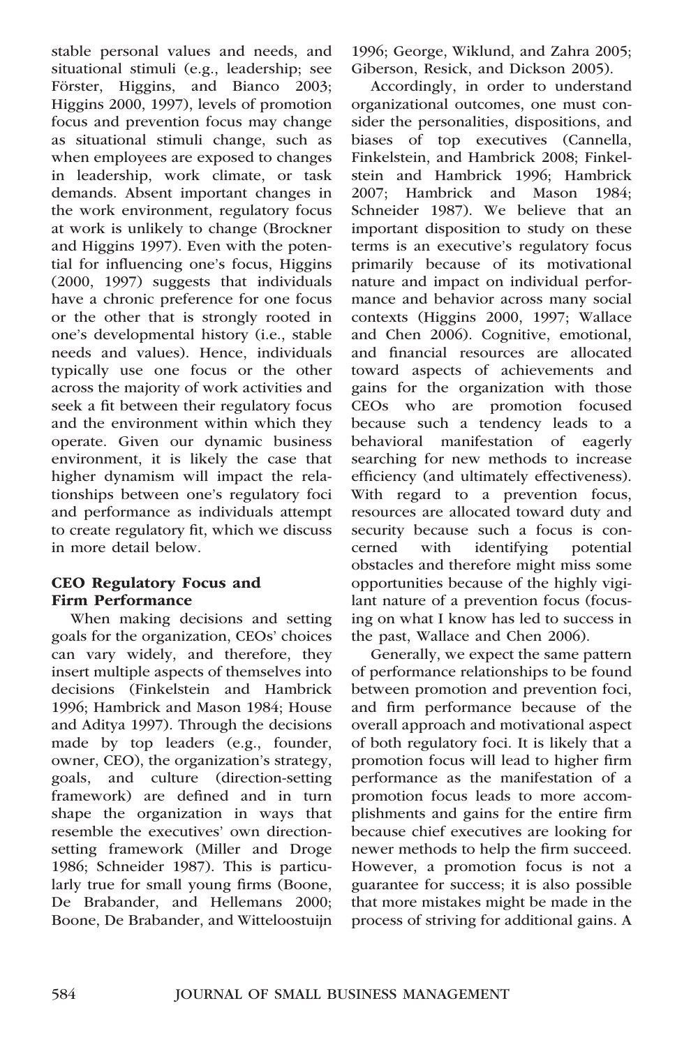stable personal values and needs, and situational stimuli (e.g., leadership; see Förster, Higgins, and Bianco 2003; Higgins 2000, 1997), levels of promotion focus and prevention focus may change as situational stimuli change, such as when employees are exposed to changes in leadership, work climate, or task demands. Absent important changes in the work environment, regulatory focus at work is unlikely to change (Brockner and Higgins 1997). Even with the potential for influencing one's focus, Higgins (2000, 1997) suggests that individuals have a chronic preference for one focus or the other that is strongly rooted in one's developmental history (i.e., stable needs and values). Hence, individuals typically use one focus or the other across the majority of work activities and seek a fit between their regulatory focus and the environment within which they operate. Given our dynamic business environment, it is likely the case that higher dynamism will impact the relationships between one's regulatory foci and performance as individuals attempt to create regulatory fit, which we discuss in more detail below.

### CEO Regulatory Focus and Firm Performance

When making decisions and setting goals for the organization, CEOs' choices can vary widely, and therefore, they insert multiple aspects of themselves into decisions (Finkelstein and Hambrick 1996; Hambrick and Mason 1984; House and Aditya 1997). Through the decisions made by top leaders (e.g., founder, owner, CEO), the organization's strategy, goals, and culture (direction-setting framework) are defined and in turn shape the organization in ways that resemble the executives' own direction-setting framework (Miller and Droge 1986; Schneider 1987). This is particularly true for small young firms (Boone, De Brabander, and Hellemans 2000; Boone, De Brabander, and Witteloostuijn 1996; George, Wiklund, and Zahra 2005; Giberson, Resick, and Dickson 2005).

Accordingly, in order to understand organizational outcomes, one must consider the personalities, dispositions, and biases of top executives (Cannella, Finkelstein, and Hambrick 2008; Finkelstein and Hambrick 1996; Hambrick 2007; Hambrick and Mason 1984; Schneider 1987). We believe that an important disposition to study on these terms is an executive's regulatory focus primarily because of its motivational nature and impact on individual performance and behavior across many social contexts (Higgins 2000, 1997; Wallace and Chen 2006). Cognitive, emotional, and financial resources are allocated toward aspects of achievements and gains for the organization with those CEOs who are promotion focused because such a tendency leads to a behavioral manifestation of eagerly searching for new methods to increase efficiency (and ultimately effectiveness). With regard to a prevention focus, resources are allocated toward duty and security because such a focus is concerned with identifying potential obstacles and therefore might miss some opportunities because of the highly vigilant nature of a prevention focus (focusing on what I know has led to success in the past, Wallace and Chen 2006).

Generally, we expect the same pattern of performance relationships to be found between promotion and prevention foci, and firm performance because of the overall approach and motivational aspect of both regulatory foci. It is likely that a promotion focus will lead to higher firm performance as the manifestation of a promotion focus leads to more accomplishments and gains for the entire firm because chief executives are looking for newer methods to help the firm succeed. However, a promotion focus is not a guarantee for success; it is also possible that more mistakes might be made in the process of striving for additional gains. A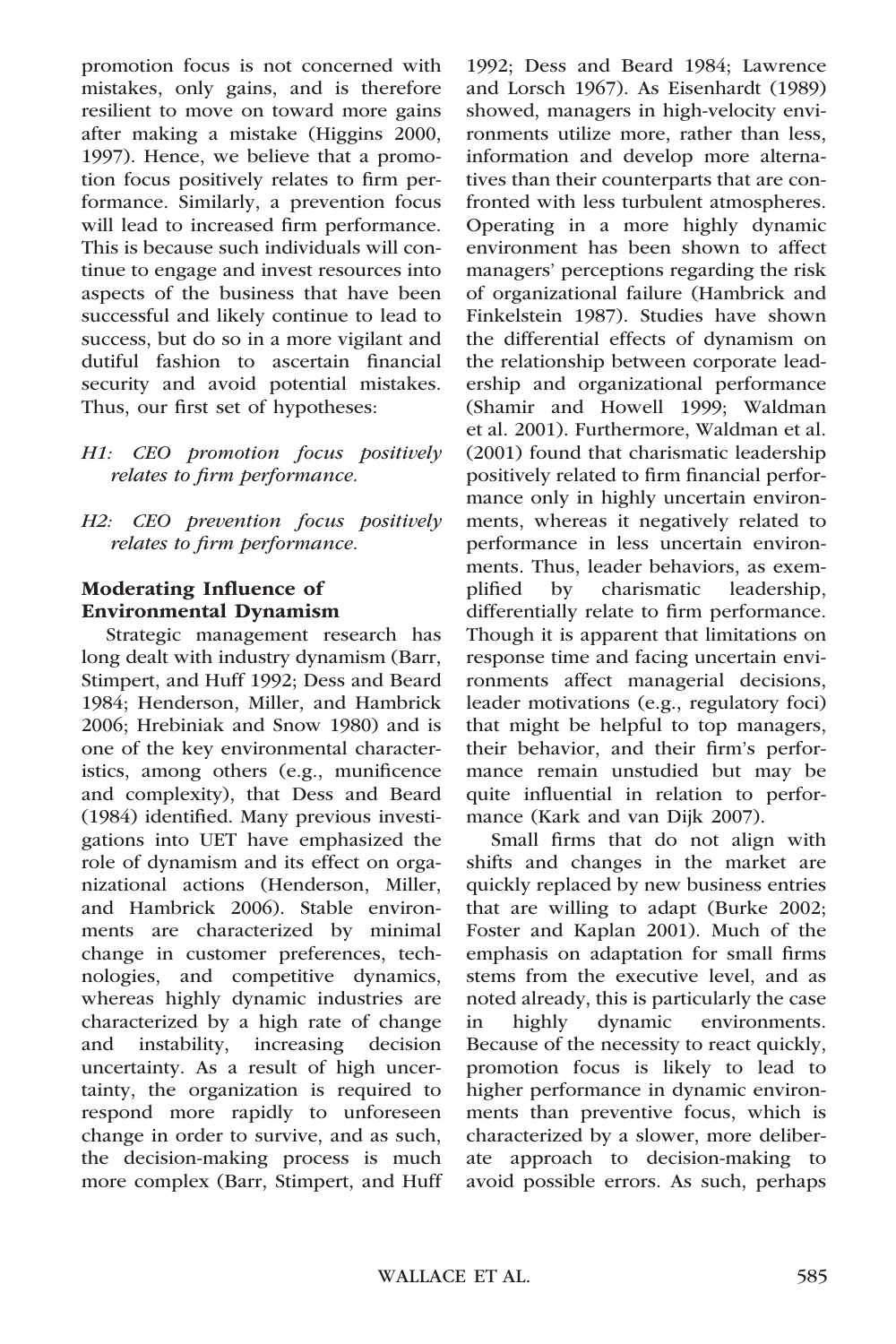promotion focus is not concerned with mistakes, only gains, and is therefore resilient to move on toward more gains after making a mistake (Higgins 2000, 1997). Hence, we believe that a promotion focus positively relates to firm performance. Similarly, a prevention focus will lead to increased firm performance. This is because such individuals will continue to engage and invest resources into aspects of the business that have been successful and likely continue to lead to success, but do so in a more vigilant and dutiful fashion to ascertain financial security and avoid potential mistakes. Thus, our first set of hypotheses:

*H1: CEO promotion focus positively relates to firm performance.*

*H2: CEO prevention focus positively relates to firm performance.*

### Moderating Influence of Environmental Dynamism

Strategic management research has long dealt with industry dynamism (Barr, Stimpert, and Huff 1992; Dess and Beard 1984; Henderson, Miller, and Hambrick 2006; Hrebiniak and Snow 1980) and is one of the key environmental characteristics, among others (e.g., munificence and complexity), that Dess and Beard (1984) identified. Many previous investigations into UET have emphasized the role of dynamism and its effect on organizational actions (Henderson, Miller, and Hambrick 2006). Stable environments are characterized by minimal change in customer preferences, technologies, and competitive dynamics, whereas highly dynamic industries are characterized by a high rate of change and instability, increasing decision uncertainty. As a result of high uncertainty, the organization is required to respond more rapidly to unforeseen change in order to survive, and as such, the decision-making process is much more complex (Barr, Stimpert, and Huff 1992; Dess and Beard 1984; Lawrence and Lorsch 1967). As Eisenhardt (1989) showed, managers in high-velocity environments utilize more, rather than less, information and develop more alternatives than their counterparts that are confronted with less turbulent atmospheres. Operating in a more highly dynamic environment has been shown to affect managers' perceptions regarding the risk of organizational failure (Hambrick and Finkelstein 1987). Studies have shown the differential effects of dynamism on the relationship between corporate leadership and organizational performance (Shamir and Howell 1999; Waldman et al. 2001). Furthermore, Waldman et al. (2001) found that charismatic leadership positively related to firm financial performance only in highly uncertain environments, whereas it negatively related to performance in less uncertain environments. Thus, leader behaviors, as exemplified by charismatic leadership, differentially relate to firm performance. Though it is apparent that limitations on response time and facing uncertain environments affect managerial decisions, leader motivations (e.g., regulatory foci) that might be helpful to top managers, their behavior, and their firm's performance remain unstudied but may be quite influential in relation to performance (Kark and van Dijk 2007).

Small firms that do not align with shifts and changes in the market are quickly replaced by new business entries that are willing to adapt (Burke 2002; Foster and Kaplan 2001). Much of the emphasis on adaptation for small firms stems from the executive level, and as noted already, this is particularly the case in highly dynamic environments. Because of the necessity to react quickly, promotion focus is likely to lead to higher performance in dynamic environments than preventive focus, which is characterized by a slower, more deliberate approach to decision-making to avoid possible errors. As such, perhaps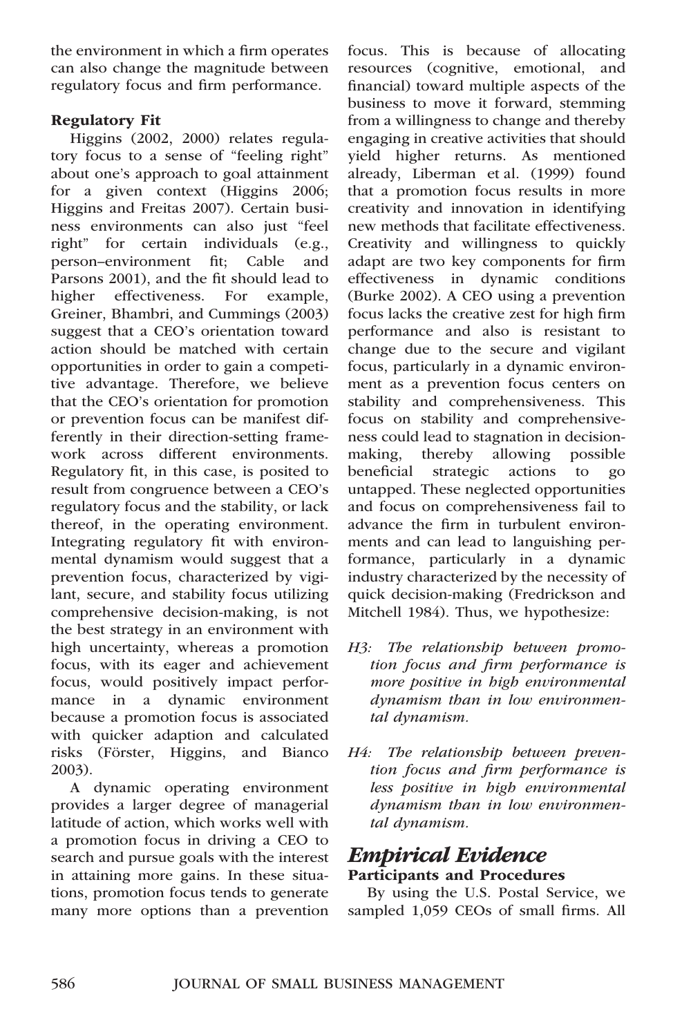the environment in which a firm operates can also change the magnitude between regulatory focus and firm performance.

### Regulatory Fit

Higgins (2002, 2000) relates regulatory focus to a sense of "feeling right" about one's approach to goal attainment for a given context (Higgins 2006; Higgins and Freitas 2007). Certain business environments can also just "feel right" for certain individuals (e.g., person–environment fit; Cable and Parsons 2001), and the fit should lead to higher effectiveness. For example, Greiner, Bhambri, and Cummings (2003) suggest that a CEO's orientation toward action should be matched with certain opportunities in order to gain a competitive advantage. Therefore, we believe that the CEO's orientation for promotion or prevention focus can be manifest differently in their direction-setting framework across different environments. Regulatory fit, in this case, is posited to result from congruence between a CEO's regulatory focus and the stability, or lack thereof, in the operating environment. Integrating regulatory fit with environmental dynamism would suggest that a prevention focus, characterized by vigilant, secure, and stability focus utilizing comprehensive decision-making, is not the best strategy in an environment with high uncertainty, whereas a promotion focus, with its eager and achievement focus, would positively impact performance in a dynamic environment because a promotion focus is associated with quicker adaption and calculated risks (Förster, Higgins, and Bianco 2003).

A dynamic operating environment provides a larger degree of managerial latitude of action, which works well with a promotion focus in driving a CEO to search and pursue goals with the interest in attaining more gains. In these situations, promotion focus tends to generate many more options than a prevention focus. This is because of allocating resources (cognitive, emotional, and financial) toward multiple aspects of the business to move it forward, stemming from a willingness to change and thereby engaging in creative activities that should yield higher returns. As mentioned already, Liberman et al. (1999) found that a promotion focus results in more creativity and innovation in identifying new methods that facilitate effectiveness. Creativity and willingness to quickly adapt are two key components for firm effectiveness in dynamic conditions (Burke 2002). A CEO using a prevention focus lacks the creative zest for high firm performance and also is resistant to change due to the secure and vigilant focus, particularly in a dynamic environment as a prevention focus centers on stability and comprehensiveness. This focus on stability and comprehensiveness could lead to stagnation in decision-making, thereby allowing possible beneficial strategic actions to go untapped. These neglected opportunities and focus on comprehensiveness fail to advance the firm in turbulent environments and can lead to languishing performance, particularly in a dynamic industry characterized by the necessity of quick decision-making (Fredrickson and Mitchell 1984). Thus, we hypothesize:

*H3: The relationship between promotion focus and firm performance is more positive in high environmental dynamism than in low environmental dynamism.*

*H4: The relationship between prevention focus and firm performance is less positive in high environmental dynamism than in low environmental dynamism.*

## Empirical Evidence

### Participants and Procedures

By using the U.S. Postal Service, we sampled 1,059 CEOs of small firms. All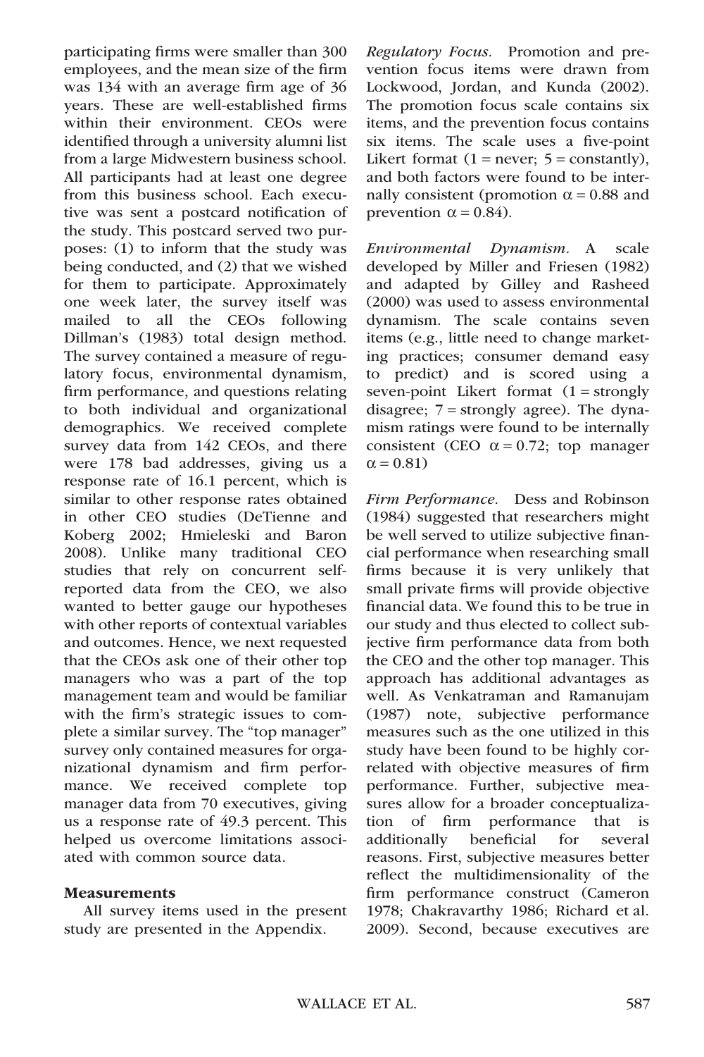participating firms were smaller than 300 employees, and the mean size of the firm was 134 with an average firm age of 36 years. These are well-established firms within their environment. CEOs were identified through a university alumni list from a large Midwestern business school. All participants had at least one degree from this business school. Each executive was sent a postcard notification of the study. This postcard served two purposes: (1) to inform that the study was being conducted, and (2) that we wished for them to participate. Approximately one week later, the survey itself was mailed to all the CEOs following Dillman's (1983) total design method. The survey contained a measure of regulatory focus, environmental dynamism, firm performance, and questions relating to both individual and organizational demographics. We received complete survey data from 142 CEOs, and there were 178 bad addresses, giving us a response rate of 16.1 percent, which is similar to other response rates obtained in other CEO studies (DeTienne and Koberg 2002; Hmieleski and Baron 2008). Unlike many traditional CEO studies that rely on concurrent self-reported data from the CEO, we also wanted to better gauge our hypotheses with other reports of contextual variables and outcomes. Hence, we next requested that the CEOs ask one of their other top managers who was a part of the top management team and would be familiar with the firm's strategic issues to complete a similar survey. The "top manager" survey only contained measures for organizational dynamism and firm performance. We received complete top manager data from 70 executives, giving us a response rate of 49.3 percent. This helped us overcome limitations associated with common source data.

### Measurements

All survey items used in the present study are presented in the Appendix.

*Regulatory Focus.* Promotion and prevention focus items were drawn from Lockwood, Jordan, and Kunda (2002). The promotion focus scale contains six items, and the prevention focus contains six items. The scale uses a five-point Likert format (1 = never; 5 = constantly), and both factors were found to be internally consistent (promotion $\alpha = 0.88$ and prevention $\alpha = 0.84$).

*Environmental Dynamism.* A scale developed by Miller and Friesen (1982) and adapted by Gilley and Rasheed (2000) was used to assess environmental dynamism. The scale contains seven items (e.g., little need to change marketing practices; consumer demand easy to predict) and is scored using a seven-point Likert format (1 = strongly disagree; 7 = strongly agree). The dynamism ratings were found to be internally consistent (CEO $\alpha = 0.72$; top manager $\alpha = 0.81$)

*Firm Performance.* Dess and Robinson (1984) suggested that researchers might be well served to utilize subjective financial performance when researching small firms because it is very unlikely that small private firms will provide objective financial data. We found this to be true in our study and thus elected to collect subjective firm performance data from both the CEO and the other top manager. This approach has additional advantages as well. As Venkatraman and Ramanujam (1987) note, subjective performance measures such as the one utilized in this study have been found to be highly correlated with objective measures of firm performance. Further, subjective measures allow for a broader conceptualization of firm performance that is additionally beneficial for several reasons. First, subjective measures better reflect the multidimensionality of the firm performance construct (Cameron 1978; Chakravarthy 1986; Richard et al. 2009). Second, because executives are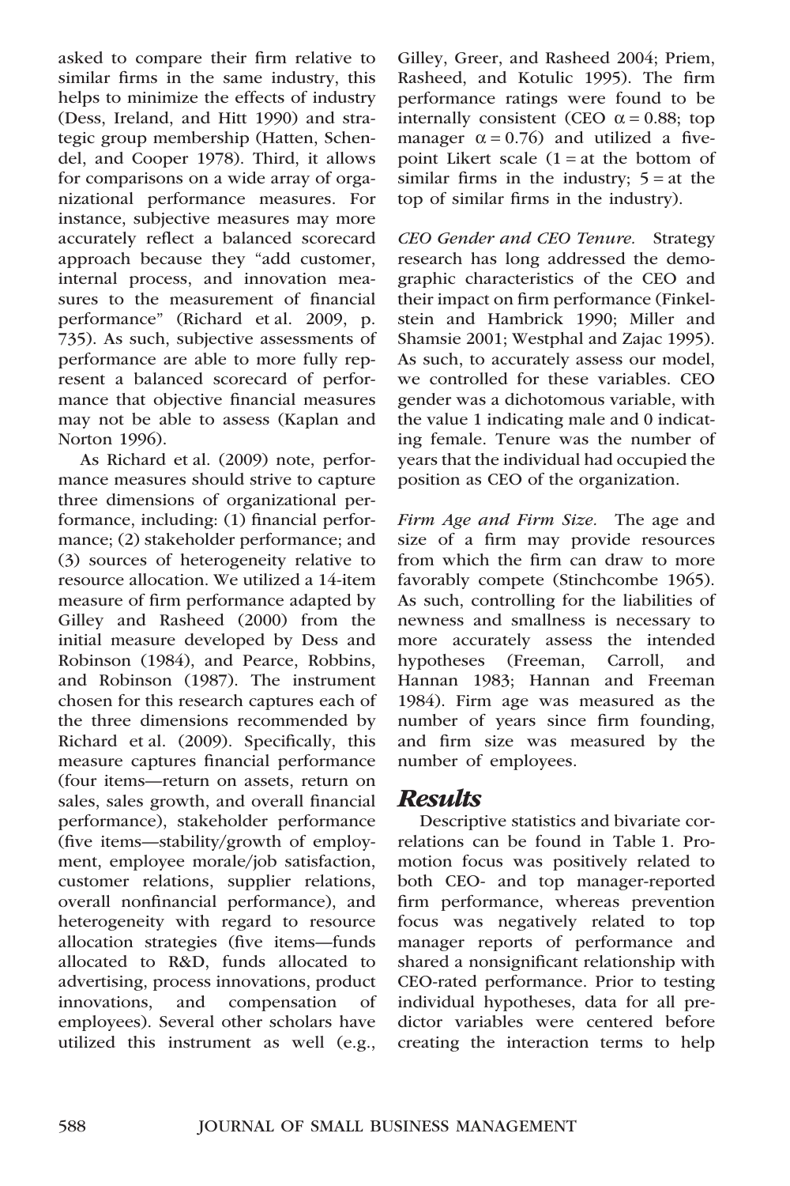asked to compare their firm relative to similar firms in the same industry, this helps to minimize the effects of industry (Dess, Ireland, and Hitt 1990) and strategic group membership (Hatten, Schendel, and Cooper 1978). Third, it allows for comparisons on a wide array of organizational performance measures. For instance, subjective measures may more accurately reflect a balanced scorecard approach because they "add customer, internal process, and innovation measures to the measurement of financial performance" (Richard et al. 2009, p. 735). As such, subjective assessments of performance are able to more fully represent a balanced scorecard of performance that objective financial measures may not be able to assess (Kaplan and Norton 1996).

As Richard et al. (2009) note, performance measures should strive to capture three dimensions of organizational performance, including: (1) financial performance; (2) stakeholder performance; and (3) sources of heterogeneity relative to resource allocation. We utilized a 14-item measure of firm performance adapted by Gilley and Rasheed (2000) from the initial measure developed by Dess and Robinson (1984), and Pearce, Robbins, and Robinson (1987). The instrument chosen for this research captures each of the three dimensions recommended by Richard et al. (2009). Specifically, this measure captures financial performance (four items—return on assets, return on sales, sales growth, and overall financial performance), stakeholder performance (five items—stability/growth of employment, employee morale/job satisfaction, customer relations, supplier relations, overall nonfinancial performance), and heterogeneity with regard to resource allocation strategies (five items—funds allocated to R&D, funds allocated to advertising, process innovations, product innovations, and compensation of employees). Several other scholars have utilized this instrument as well (e.g., Gilley, Greer, and Rasheed 2004; Priem, Rasheed, and Kotulic 1995). The firm performance ratings were found to be internally consistent (CEO $\alpha = 0.88$; top manager $\alpha = 0.76$) and utilized a five-point Likert scale (1 = at the bottom of similar firms in the industry; 5 = at the top of similar firms in the industry).

*CEO Gender and CEO Tenure.* Strategy research has long addressed the demographic characteristics of the CEO and their impact on firm performance (Finkelstein and Hambrick 1990; Miller and Shamsie 2001; Westphal and Zajac 1995). As such, to accurately assess our model, we controlled for these variables. CEO gender was a dichotomous variable, with the value 1 indicating male and 0 indicating female. Tenure was the number of years that the individual had occupied the position as CEO of the organization.

*Firm Age and Firm Size.* The age and size of a firm may provide resources from which the firm can draw to more favorably compete (Stinchcombe 1965). As such, controlling for the liabilities of newness and smallness is necessary to more accurately assess the intended hypotheses (Freeman, Carroll, and Hannan 1983; Hannan and Freeman 1984). Firm age was measured as the number of years since firm founding, and firm size was measured by the number of employees.

## Results

Descriptive statistics and bivariate correlations can be found in Table 1. Promotion focus was positively related to both CEO- and top manager-reported firm performance, whereas prevention focus was negatively related to top manager reports of performance and shared a nonsignificant relationship with CEO-rated performance. Prior to testing individual hypotheses, data for all predictor variables were centered before creating the interaction terms to help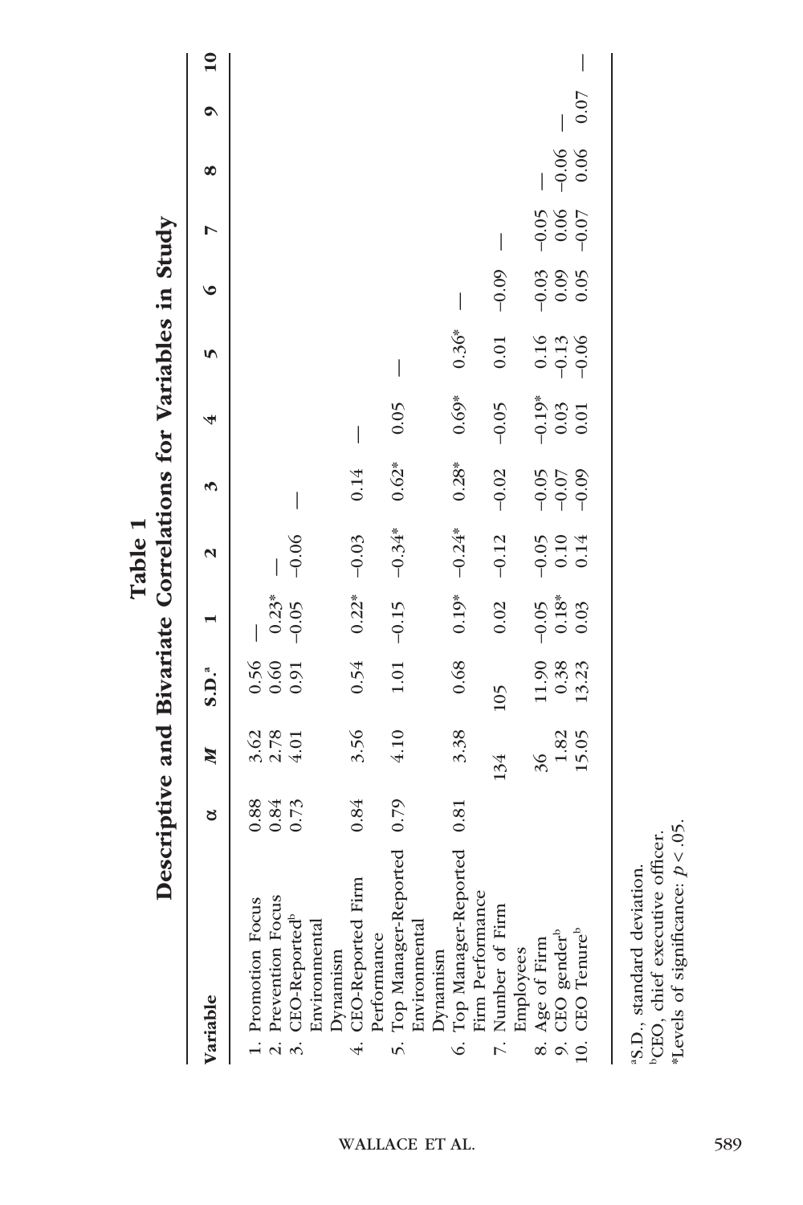**Table 1**
**Descriptive and Bivariate Correlations for Variables in Study**

| Variable | α | *M* | S.D.[a] | 1 | 2 | 3 | 4 | 5 | 6 | 7 | 8 | 9 | 10 |
|---|---|---|---|---|---|---|---|---|---|---|---|---|---|
| 1. Promotion Focus | 0.88 | 3.62 | 0.56 | — | | | | | | | | | |
| 2. Prevention Focus | 0.84 | 2.78 | 0.60 | 0.23* | — | | | | | | | | |
| 3. CEO-Reported[b] Environmental Dynamism | 0.73 | 4.01 | 0.91 | −0.05 | −0.06 | — | | | | | | | |
| 4. CEO-Reported Firm Performance | 0.84 | 3.56 | 0.54 | 0.22* | −0.03 | 0.14 | — | | | | | | |
| 5. Top Manager-Reported Environmental Dynamism | 0.79 | 4.10 | 1.01 | −0.15 | −0.34* | 0.62* | 0.05 | — | | | | | |
| 6. Top Manager-Reported Firm Performance | 0.81 | 3.38 | 0.68 | 0.19* | −0.24* | 0.28* | 0.69* | 0.36* | — | | | | |
| 7. Number of Firm Employees | | 134 | 105 | 0.02 | −0.12 | −0.02 | −0.05 | 0.01 | −0.09 | — | | | |
| 8. Age of Firm | | 36 | 11.90 | −0.05 | −0.05 | −0.05 | −0.19* | 0.16 | −0.03 | −0.05 | — | | |
| 9. CEO gender[b] | | 1.82 | 0.38 | 0.18* | 0.10 | −0.07 | 0.03 | −0.13 | 0.09 | 0.06 | −0.06 | — | |
| 10. CEO Tenure[b] | | 15.05 | 13.23 | 0.03 | 0.14 | −0.09 | 0.01 | −0.06 | 0.05 | −0.07 | 0.06 | 0.07 | — |

[a]S.D., standard deviation.
[b]CEO, chief executive officer.
*Levels of significance: $p < .05$.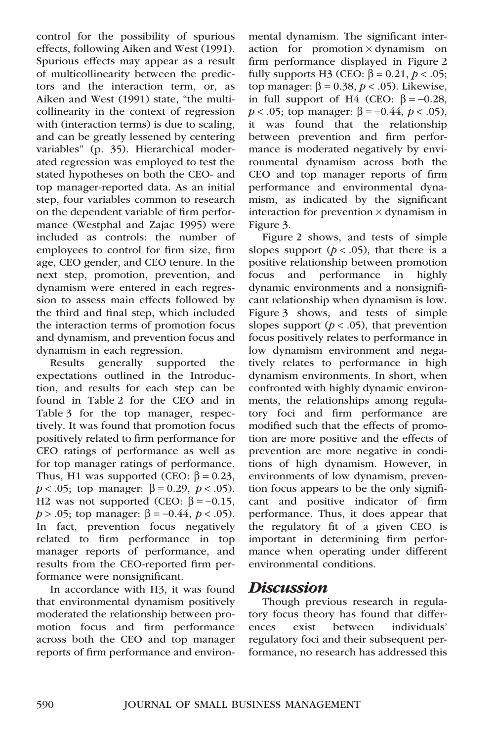control for the possibility of spurious effects, following Aiken and West (1991). Spurious effects may appear as a result of multicollinearity between the predictors and the interaction term, or, as Aiken and West (1991) state, "the multicollinearity in the context of regression with (interaction terms) is due to scaling, and can be greatly lessened by centering variables" (p. 35). Hierarchical moderated regression was employed to test the stated hypotheses on both the CEO- and top manager-reported data. As an initial step, four variables common to research on the dependent variable of firm performance (Westphal and Zajac 1995) were included as controls: the number of employees to control for firm size, firm age, CEO gender, and CEO tenure. In the next step, promotion, prevention, and dynamism were entered in each regression to assess main effects followed by the third and final step, which included the interaction terms of promotion focus and dynamism, and prevention focus and dynamism in each regression.

Results generally supported the expectations outlined in the Introduction, and results for each step can be found in Table 2 for the CEO and in Table 3 for the top manager, respectively. It was found that promotion focus positively related to firm performance for CEO ratings of performance as well as for top manager ratings of performance. Thus, H1 was supported (CEO: $\beta = 0.23$, $p < .05$; top manager: $\beta = 0.29$, $p < .05$). H2 was not supported (CEO: $\beta = -0.15$, $p > .05$; top manager: $\beta = -0.44$, $p < .05$). In fact, prevention focus negatively related to firm performance in top manager reports of performance, and results from the CEO-reported firm performance were nonsignificant.

In accordance with H3, it was found that environmental dynamism positively moderated the relationship between promotion focus and firm performance across both the CEO and top manager reports of firm performance and environmental dynamism. The significant interaction for promotion × dynamism on firm performance displayed in Figure 2 fully supports H3 (CEO: $\beta = 0.21$, $p < .05$; top manager: $\beta = 0.38$, $p < .05$). Likewise, in full support of H4 (CEO: $\beta = -0.28$, $p < .05$; top manager: $\beta = -0.44$, $p < .05$), it was found that the relationship between prevention and firm performance is moderated negatively by environmental dynamism across both the CEO and top manager reports of firm performance and environmental dynamism, as indicated by the significant interaction for prevention × dynamism in Figure 3.

Figure 2 shows, and tests of simple slopes support ($p < .05$), that there is a positive relationship between promotion focus and performance in highly dynamic environments and a nonsignificant relationship when dynamism is low. Figure 3 shows, and tests of simple slopes support ($p < .05$), that prevention focus positively relates to performance in low dynamism environment and negatively relates to performance in high dynamism environments. In short, when confronted with highly dynamic environments, the relationships among regulatory foci and firm performance are modified such that the effects of promotion are more positive and the effects of prevention are more negative in conditions of high dynamism. However, in environments of low dynamism, prevention focus appears to be the only significant and positive indicator of firm performance. Thus, it does appear that the regulatory fit of a given CEO is important in determining firm performance when operating under different environmental conditions.

## *Discussion*

Though previous research in regulatory focus theory has found that differences exist between individuals' regulatory foci and their subsequent performance, no research has addressed this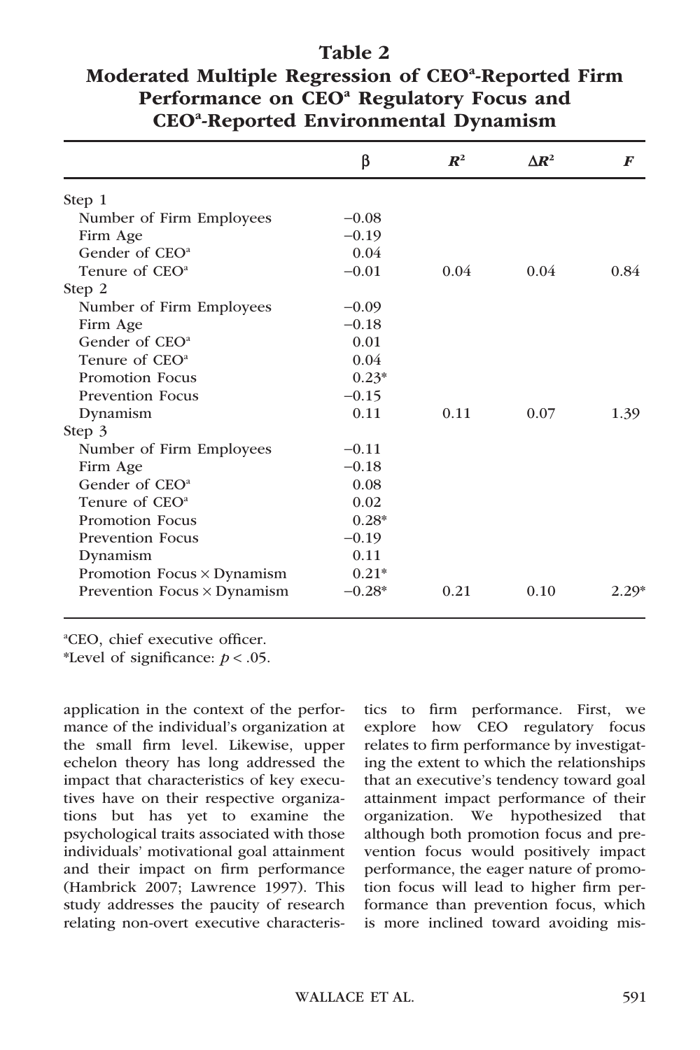**Table 2**
**Moderated Multiple Regression of CEO[a]-Reported Firm Performance on CEO[a] Regulatory Focus and CEO[a]-Reported Environmental Dynamism**

| | β | $R^2$ | $\Delta R^2$ | $F$ |
|---|---|---|---|---|
| Step 1 | | | | |
| Number of Firm Employees | −0.08 | | | |
| Firm Age | −0.19 | | | |
| Gender of CEO[a] | 0.04 | | | |
| Tenure of CEO[a] | −0.01 | 0.04 | 0.04 | 0.84 |
| Step 2 | | | | |
| Number of Firm Employees | −0.09 | | | |
| Firm Age | −0.18 | | | |
| Gender of CEO[a] | 0.01 | | | |
| Tenure of CEO[a] | 0.04 | | | |
| Promotion Focus | 0.23* | | | |
| Prevention Focus | −0.15 | | | |
| Dynamism | 0.11 | 0.11 | 0.07 | 1.39 |
| Step 3 | | | | |
| Number of Firm Employees | −0.11 | | | |
| Firm Age | −0.18 | | | |
| Gender of CEO[a] | 0.08 | | | |
| Tenure of CEO[a] | 0.02 | | | |
| Promotion Focus | 0.28* | | | |
| Prevention Focus | −0.19 | | | |
| Dynamism | 0.11 | | | |
| Promotion Focus × Dynamism | 0.21* | | | |
| Prevention Focus × Dynamism | −0.28* | 0.21 | 0.10 | 2.29* |

[a]CEO, chief executive officer.
*Level of significance: $p < .05$.

application in the context of the performance of the individual's organization at the small firm level. Likewise, upper echelon theory has long addressed the impact that characteristics of key executives have on their respective organizations but has yet to examine the psychological traits associated with those individuals' motivational goal attainment and their impact on firm performance (Hambrick 2007; Lawrence 1997). This study addresses the paucity of research relating non-overt executive characteristics to firm performance. First, we explore how CEO regulatory focus relates to firm performance by investigating the extent to which the relationships that an executive's tendency toward goal attainment impact performance of their organization. We hypothesized that although both promotion focus and prevention focus would positively impact performance, the eager nature of promotion focus will lead to higher firm performance than prevention focus, which is more inclined toward avoiding mis-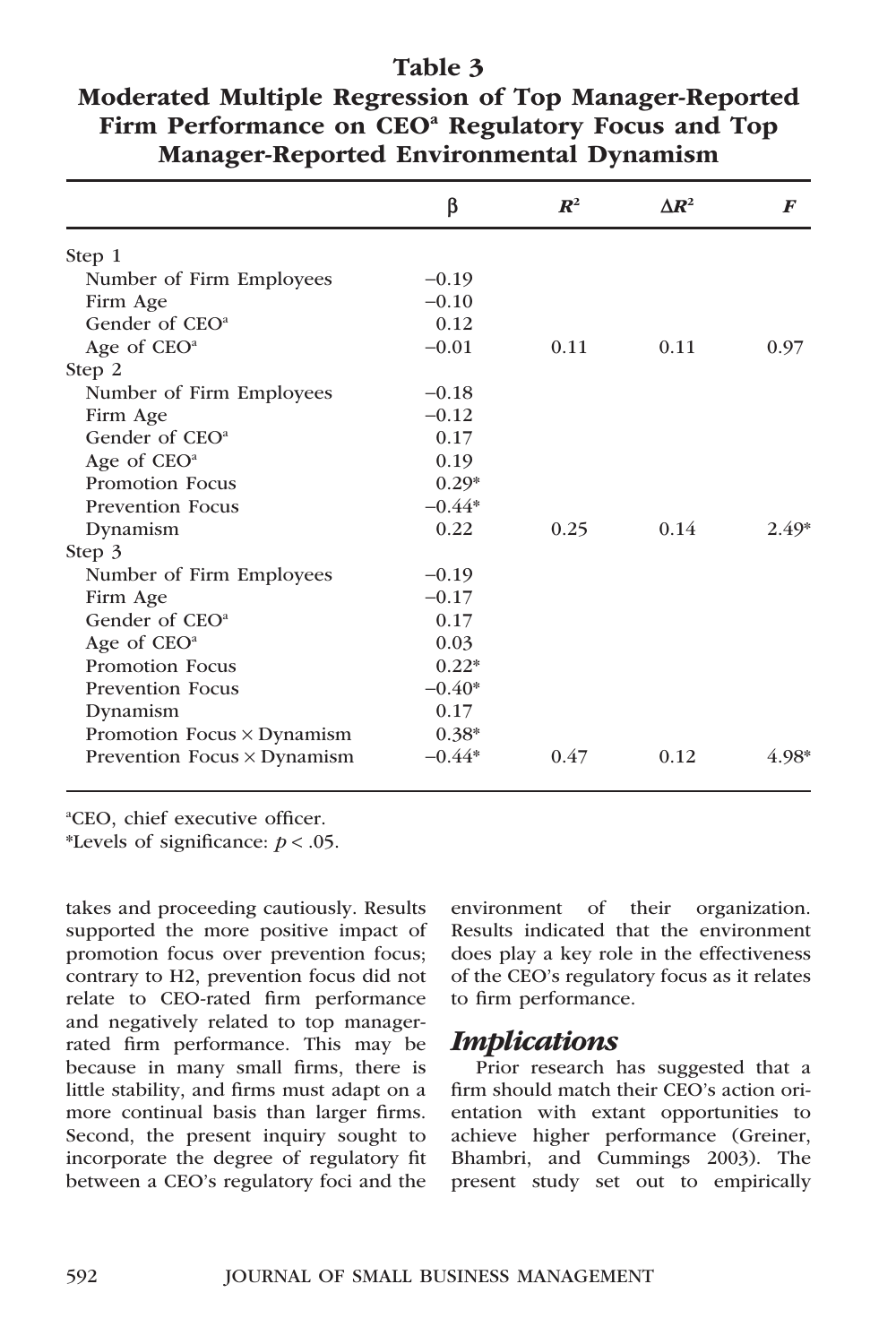**Table 3**
**Moderated Multiple Regression of Top Manager-Reported Firm Performance on CEO[a] Regulatory Focus and Top Manager-Reported Environmental Dynamism**

| | β | $R^2$ | $\Delta R^2$ | $F$ |
|---|---|---|---|---|
| Step 1 | | | | |
| Number of Firm Employees | −0.19 | | | |
| Firm Age | −0.10 | | | |
| Gender of CEO[a] | 0.12 | | | |
| Age of CEO[a] | −0.01 | 0.11 | 0.11 | 0.97 |
| Step 2 | | | | |
| Number of Firm Employees | −0.18 | | | |
| Firm Age | −0.12 | | | |
| Gender of CEO[a] | 0.17 | | | |
| Age of CEO[a] | 0.19 | | | |
| Promotion Focus | 0.29* | | | |
| Prevention Focus | −0.44* | | | |
| Dynamism | 0.22 | 0.25 | 0.14 | 2.49* |
| Step 3 | | | | |
| Number of Firm Employees | −0.19 | | | |
| Firm Age | −0.17 | | | |
| Gender of CEO[a] | 0.17 | | | |
| Age of CEO[a] | 0.03 | | | |
| Promotion Focus | 0.22* | | | |
| Prevention Focus | −0.40* | | | |
| Dynamism | 0.17 | | | |
| Promotion Focus × Dynamism | 0.38* | | | |
| Prevention Focus × Dynamism | −0.44* | 0.47 | 0.12 | 4.98* |

[a]CEO, chief executive officer.
*Levels of significance: $p < .05$.

takes and proceeding cautiously. Results supported the more positive impact of promotion focus over prevention focus; contrary to H2, prevention focus did not relate to CEO-rated firm performance and negatively related to top manager-rated firm performance. This may be because in many small firms, there is little stability, and firms must adapt on a more continual basis than larger firms. Second, the present inquiry sought to incorporate the degree of regulatory fit between a CEO's regulatory foci and the environment of their organization. Results indicated that the environment does play a key role in the effectiveness of the CEO's regulatory focus as it relates to firm performance.

## *Implications*

Prior research has suggested that a firm should match their CEO's action orientation with extant opportunities to achieve higher performance (Greiner, Bhambri, and Cummings 2003). The present study set out to empirically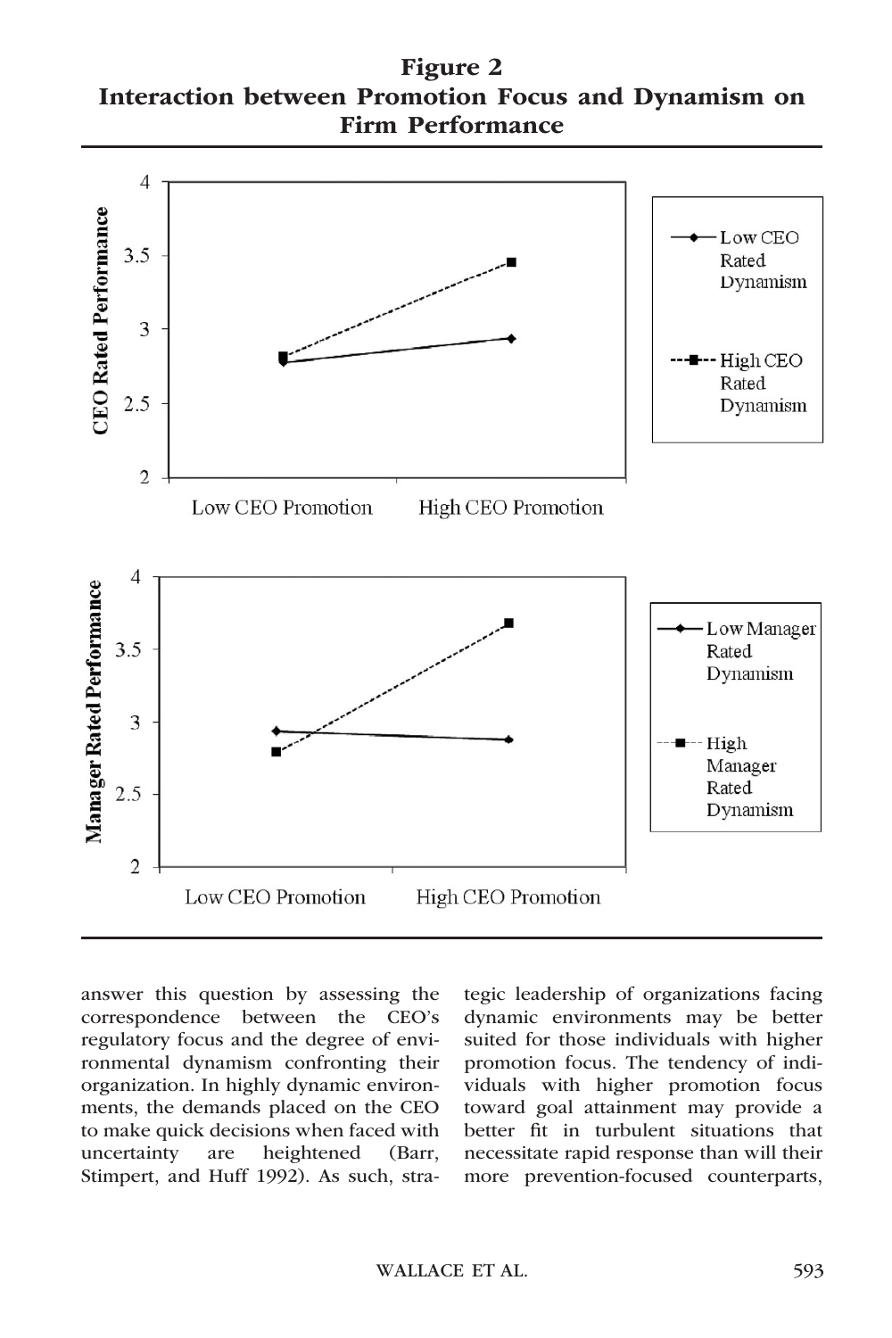**Figure 2**
**Interaction between Promotion Focus and Dynamism on Firm Performance**

answer this question by assessing the correspondence between the CEO's regulatory focus and the degree of environmental dynamism confronting their organization. In highly dynamic environments, the demands placed on the CEO to make quick decisions when faced with uncertainty are heightened (Barr, Stimpert, and Huff 1992). As such, strategic leadership of organizations facing dynamic environments may be better suited for those individuals with higher promotion focus. The tendency of individuals with higher promotion focus toward goal attainment may provide a better fit in turbulent situations that necessitate rapid response than will their more prevention-focused counterparts,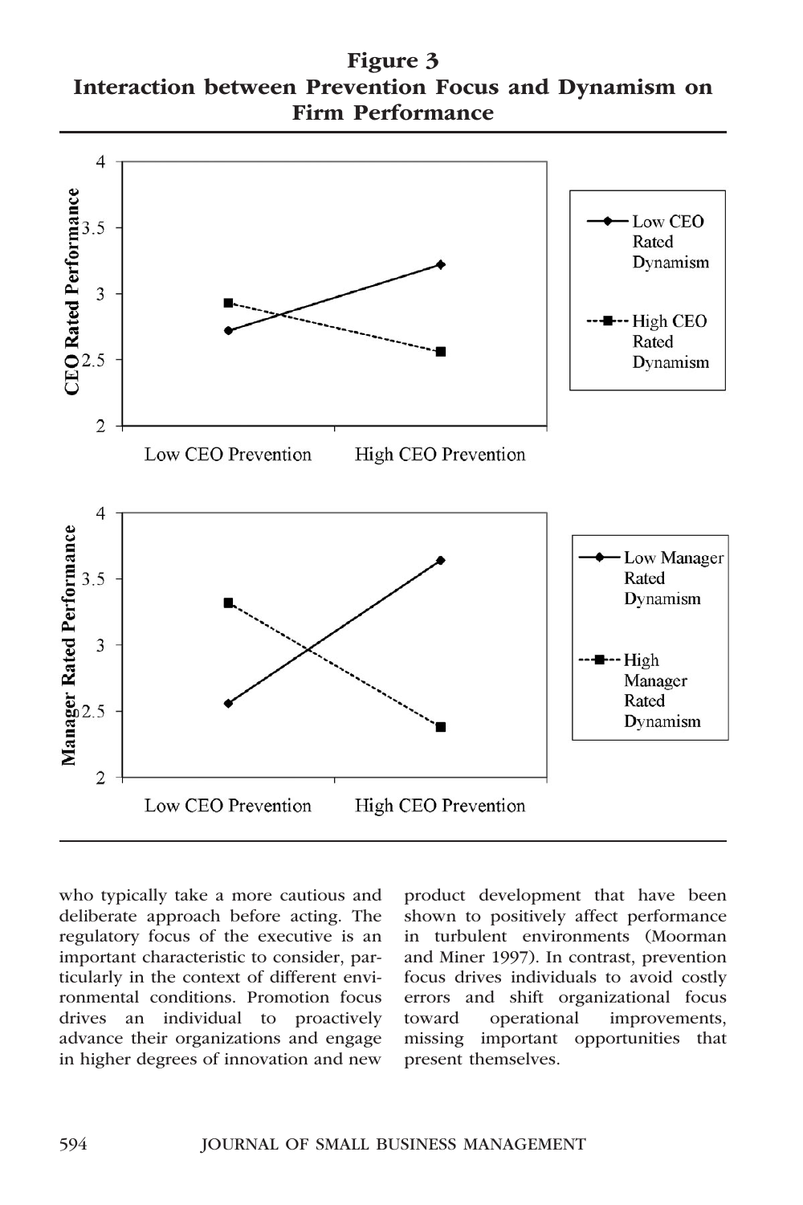**Figure 3**
**Interaction between Prevention Focus and Dynamism on Firm Performance**

who typically take a more cautious and deliberate approach before acting. The regulatory focus of the executive is an important characteristic to consider, particularly in the context of different environmental conditions. Promotion focus drives an individual to proactively advance their organizations and engage in higher degrees of innovation and new product development that have been shown to positively affect performance in turbulent environments (Moorman and Miner 1997). In contrast, prevention focus drives individuals to avoid costly errors and shift organizational focus toward operational improvements, missing important opportunities that present themselves.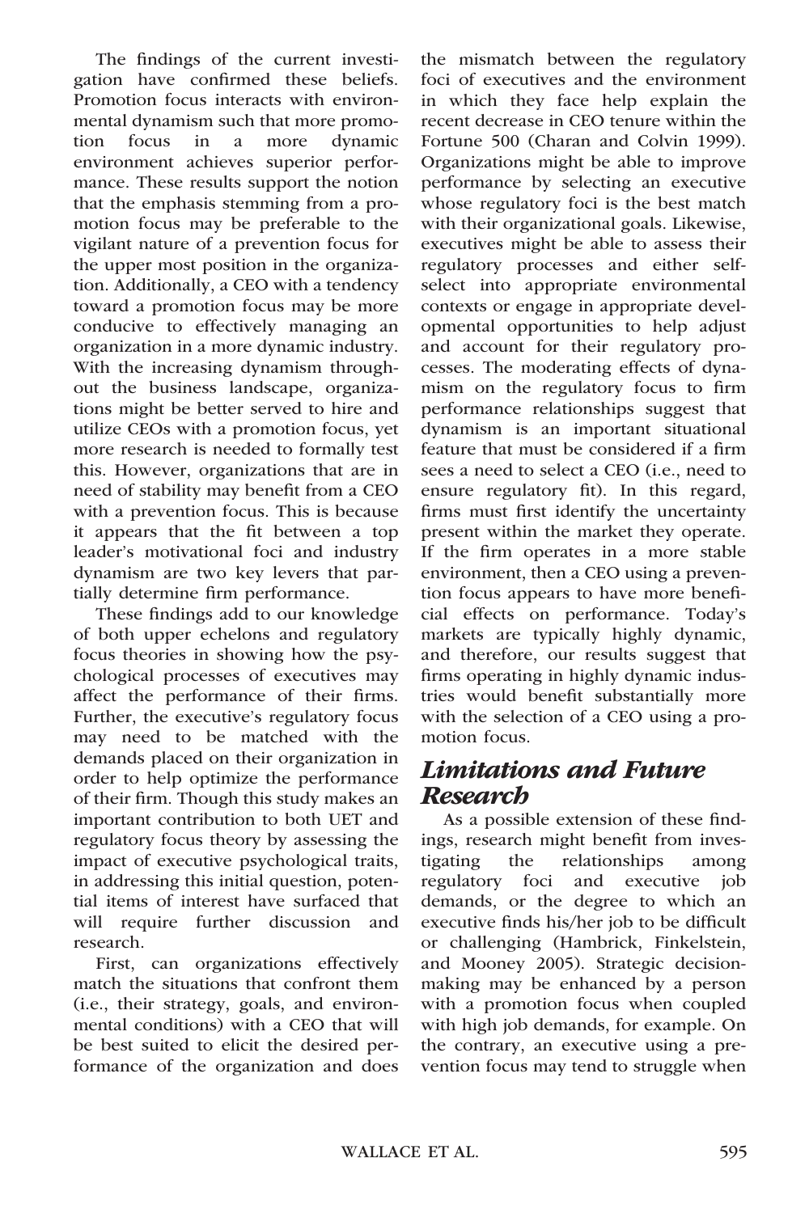The findings of the current investigation have confirmed these beliefs. Promotion focus interacts with environmental dynamism such that more promotion focus in a more dynamic environment achieves superior performance. These results support the notion that the emphasis stemming from a promotion focus may be preferable to the vigilant nature of a prevention focus for the upper most position in the organization. Additionally, a CEO with a tendency toward a promotion focus may be more conducive to effectively managing an organization in a more dynamic industry. With the increasing dynamism throughout the business landscape, organizations might be better served to hire and utilize CEOs with a promotion focus, yet more research is needed to formally test this. However, organizations that are in need of stability may benefit from a CEO with a prevention focus. This is because it appears that the fit between a top leader's motivational foci and industry dynamism are two key levers that partially determine firm performance.

These findings add to our knowledge of both upper echelons and regulatory focus theories in showing how the psychological processes of executives may affect the performance of their firms. Further, the executive's regulatory focus may need to be matched with the demands placed on their organization in order to help optimize the performance of their firm. Though this study makes an important contribution to both UET and regulatory focus theory by assessing the impact of executive psychological traits, in addressing this initial question, potential items of interest have surfaced that will require further discussion and research.

First, can organizations effectively match the situations that confront them (i.e., their strategy, goals, and environmental conditions) with a CEO that will be best suited to elicit the desired performance of the organization and does the mismatch between the regulatory foci of executives and the environment in which they face help explain the recent decrease in CEO tenure within the Fortune 500 (Charan and Colvin 1999). Organizations might be able to improve performance by selecting an executive whose regulatory foci is the best match with their organizational goals. Likewise, executives might be able to assess their regulatory processes and either self-select into appropriate environmental contexts or engage in appropriate developmental opportunities to help adjust and account for their regulatory processes. The moderating effects of dynamism on the regulatory focus to firm performance relationships suggest that dynamism is an important situational feature that must be considered if a firm sees a need to select a CEO (i.e., need to ensure regulatory fit). In this regard, firms must first identify the uncertainty present within the market they operate. If the firm operates in a more stable environment, then a CEO using a prevention focus appears to have more beneficial effects on performance. Today's markets are typically highly dynamic, and therefore, our results suggest that firms operating in highly dynamic industries would benefit substantially more with the selection of a CEO using a promotion focus.

## Limitations and Future Research

As a possible extension of these findings, research might benefit from investigating the relationships among regulatory foci and executive job demands, or the degree to which an executive finds his/her job to be difficult or challenging (Hambrick, Finkelstein, and Mooney 2005). Strategic decision-making may be enhanced by a person with a promotion focus when coupled with high job demands, for example. On the contrary, an executive using a prevention focus may tend to struggle when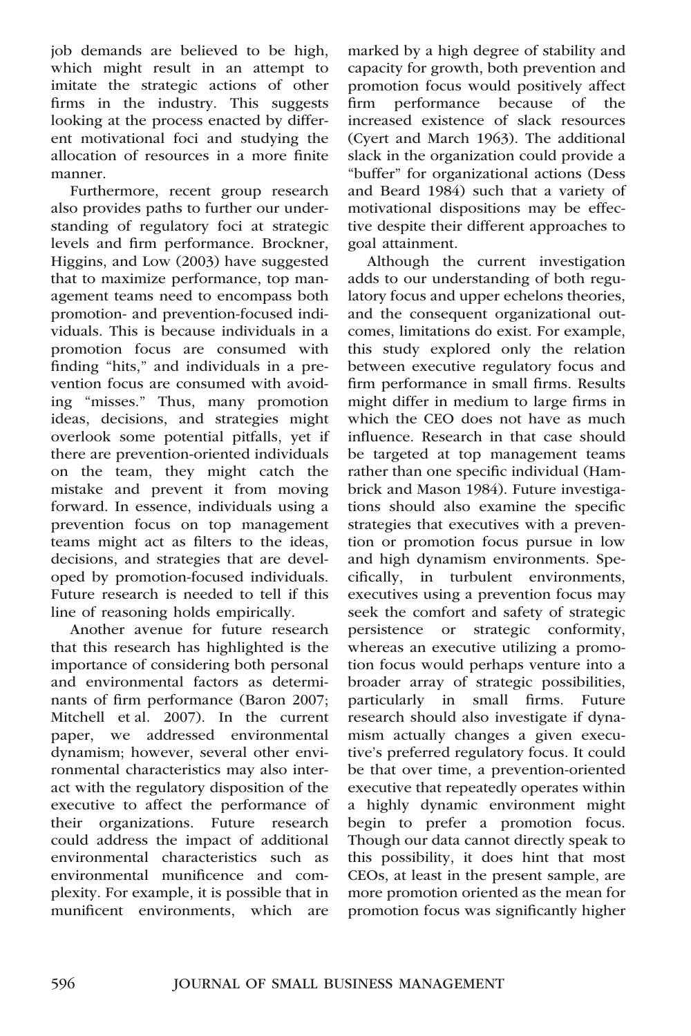job demands are believed to be high, which might result in an attempt to imitate the strategic actions of other firms in the industry. This suggests looking at the process enacted by different motivational foci and studying the allocation of resources in a more finite manner.

Furthermore, recent group research also provides paths to further our understanding of regulatory foci at strategic levels and firm performance. Brockner, Higgins, and Low (2003) have suggested that to maximize performance, top management teams need to encompass both promotion- and prevention-focused individuals. This is because individuals in a promotion focus are consumed with finding "hits," and individuals in a prevention focus are consumed with avoiding "misses." Thus, many promotion ideas, decisions, and strategies might overlook some potential pitfalls, yet if there are prevention-oriented individuals on the team, they might catch the mistake and prevent it from moving forward. In essence, individuals using a prevention focus on top management teams might act as filters to the ideas, decisions, and strategies that are developed by promotion-focused individuals. Future research is needed to tell if this line of reasoning holds empirically.

Another avenue for future research that this research has highlighted is the importance of considering both personal and environmental factors as determinants of firm performance (Baron 2007; Mitchell et al. 2007). In the current paper, we addressed environmental dynamism; however, several other environmental characteristics may also interact with the regulatory disposition of the executive to affect the performance of their organizations. Future research could address the impact of additional environmental characteristics such as environmental munificence and complexity. For example, it is possible that in munificent environments, which are marked by a high degree of stability and capacity for growth, both prevention and promotion focus would positively affect firm performance because of the increased existence of slack resources (Cyert and March 1963). The additional slack in the organization could provide a "buffer" for organizational actions (Dess and Beard 1984) such that a variety of motivational dispositions may be effective despite their different approaches to goal attainment.

Although the current investigation adds to our understanding of both regulatory focus and upper echelons theories, and the consequent organizational outcomes, limitations do exist. For example, this study explored only the relation between executive regulatory focus and firm performance in small firms. Results might differ in medium to large firms in which the CEO does not have as much influence. Research in that case should be targeted at top management teams rather than one specific individual (Hambrick and Mason 1984). Future investigations should also examine the specific strategies that executives with a prevention or promotion focus pursue in low and high dynamism environments. Specifically, in turbulent environments, executives using a prevention focus may seek the comfort and safety of strategic persistence or strategic conformity, whereas an executive utilizing a promotion focus would perhaps venture into a broader array of strategic possibilities, particularly in small firms. Future research should also investigate if dynamism actually changes a given executive's preferred regulatory focus. It could be that over time, a prevention-oriented executive that repeatedly operates within a highly dynamic environment might begin to prefer a promotion focus. Though our data cannot directly speak to this possibility, it does hint that most CEOs, at least in the present sample, are more promotion oriented as the mean for promotion focus was significantly higher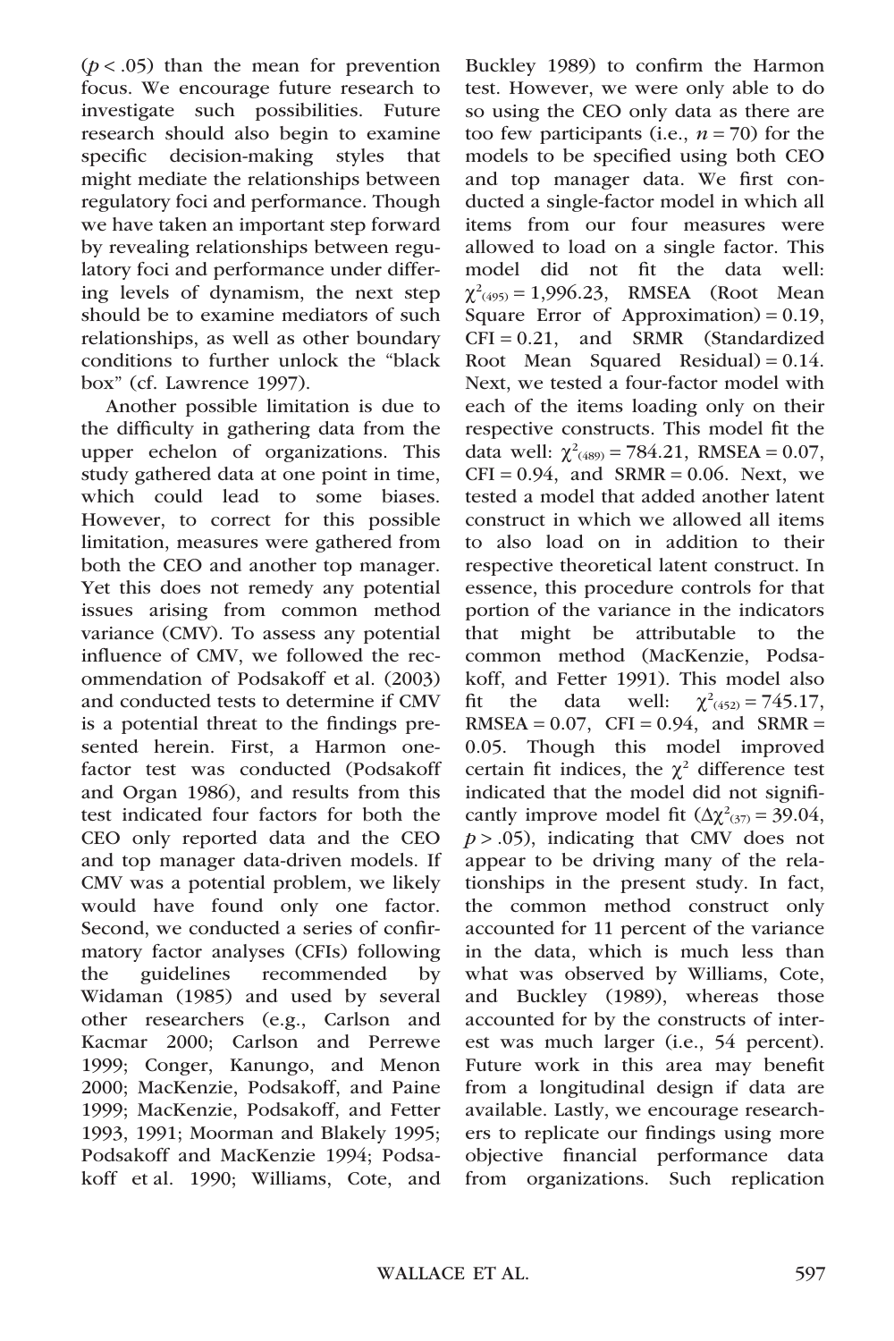($p < .05$) than the mean for prevention focus. We encourage future research to investigate such possibilities. Future research should also begin to examine specific decision-making styles that might mediate the relationships between regulatory foci and performance. Though we have taken an important step forward by revealing relationships between regulatory foci and performance under differing levels of dynamism, the next step should be to examine mediators of such relationships, as well as other boundary conditions to further unlock the "black box" (cf. Lawrence 1997).

Another possible limitation is due to the difficulty in gathering data from the upper echelon of organizations. This study gathered data at one point in time, which could lead to some biases. However, to correct for this possible limitation, measures were gathered from both the CEO and another top manager. Yet this does not remedy any potential issues arising from common method variance (CMV). To assess any potential influence of CMV, we followed the recommendation of Podsakoff et al. (2003) and conducted tests to determine if CMV is a potential threat to the findings presented herein. First, a Harmon one-factor test was conducted (Podsakoff and Organ 1986), and results from this test indicated four factors for both the CEO only reported data and the CEO and top manager data-driven models. If CMV was a potential problem, we likely would have found only one factor. Second, we conducted a series of confirmatory factor analyses (CFIs) following the guidelines recommended by Widaman (1985) and used by several other researchers (e.g., Carlson and Kacmar 2000; Carlson and Perrewe 1999; Conger, Kanungo, and Menon 2000; MacKenzie, Podsakoff, and Paine 1999; MacKenzie, Podsakoff, and Fetter 1993, 1991; Moorman and Blakely 1995; Podsakoff and MacKenzie 1994; Podsakoff et al. 1990; Williams, Cote, and Buckley 1989) to confirm the Harmon test. However, we were only able to do so using the CEO only data as there are too few participants (i.e., $n = 70$) for the models to be specified using both CEO and top manager data. We first conducted a single-factor model in which all items from our four measures were allowed to load on a single factor. This model did not fit the data well: $\chi^2_{(495)} = 1,996.23$, RMSEA (Root Mean Square Error of Approximation) = 0.19, CFI = 0.21, and SRMR (Standardized Root Mean Squared Residual) = 0.14. Next, we tested a four-factor model with each of the items loading only on their respective constructs. This model fit the data well: $\chi^2_{(489)} = 784.21$, RMSEA = 0.07, CFI = 0.94, and SRMR = 0.06. Next, we tested a model that added another latent construct in which we allowed all items to also load on in addition to their respective theoretical latent construct. In essence, this procedure controls for that portion of the variance in the indicators that might be attributable to the common method (MacKenzie, Podsakoff, and Fetter 1991). This model also fit the data well: $\chi^2_{(452)} = 745.17$, RMSEA = 0.07, CFI = 0.94, and SRMR = 0.05. Though this model improved certain fit indices, the $\chi^2$ difference test indicated that the model did not significantly improve model fit ($\Delta\chi^2_{(37)} = 39.04$, $p > .05$), indicating that CMV does not appear to be driving many of the relationships in the present study. In fact, the common method construct only accounted for 11 percent of the variance in the data, which is much less than what was observed by Williams, Cote, and Buckley (1989), whereas those accounted for by the constructs of interest was much larger (i.e., 54 percent). Future work in this area may benefit from a longitudinal design if data are available. Lastly, we encourage researchers to replicate our findings using more objective financial performance data from organizations. Such replication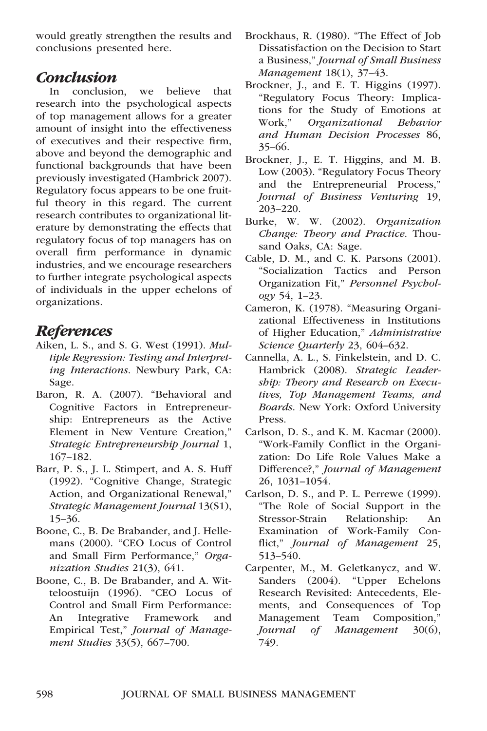would greatly strengthen the results and conclusions presented here.

## Conclusion

In conclusion, we believe that research into the psychological aspects of top management allows for a greater amount of insight into the effectiveness of executives and their respective firm, above and beyond the demographic and functional backgrounds that have been previously investigated (Hambrick 2007). Regulatory focus appears to be one fruitful theory in this regard. The current research contributes to organizational literature by demonstrating the effects that regulatory focus of top managers has on overall firm performance in dynamic industries, and we encourage researchers to further integrate psychological aspects of individuals in the upper echelons of organizations.

## References

Aiken, L. S., and S. G. West (1991). *Multiple Regression: Testing and Interpreting Interactions*. Newbury Park, CA: Sage.

Baron, R. A. (2007). "Behavioral and Cognitive Factors in Entrepreneurship: Entrepreneurs as the Active Element in New Venture Creation," *Strategic Entrepreneurship Journal* 1, 167–182.

Barr, P. S., J. L. Stimpert, and A. S. Huff (1992). "Cognitive Change, Strategic Action, and Organizational Renewal," *Strategic Management Journal* 13(S1), 15–36.

Boone, C., B. De Brabander, and J. Hellemans (2000). "CEO Locus of Control and Small Firm Performance," *Organization Studies* 21(3), 641.

Boone, C., B. De Brabander, and A. Witteloostuijn (1996). "CEO Locus of Control and Small Firm Performance: An Integrative Framework and Empirical Test," *Journal of Management Studies* 33(5), 667–700.

Brockhaus, R. (1980). "The Effect of Job Dissatisfaction on the Decision to Start a Business," *Journal of Small Business Management* 18(1), 37–43.

Brockner, J., and E. T. Higgins (1997). "Regulatory Focus Theory: Implications for the Study of Emotions at Work," *Organizational Behavior and Human Decision Processes* 86, 35–66.

Brockner, J., E. T. Higgins, and M. B. Low (2003). "Regulatory Focus Theory and the Entrepreneurial Process," *Journal of Business Venturing* 19, 203–220.

Burke, W. W. (2002). *Organization Change: Theory and Practice*. Thousand Oaks, CA: Sage.

Cable, D. M., and C. K. Parsons (2001). "Socialization Tactics and Person Organization Fit," *Personnel Psychology* 54, 1–23.

Cameron, K. (1978). "Measuring Organizational Effectiveness in Institutions of Higher Education," *Administrative Science Quarterly* 23, 604–632.

Cannella, A. L., S. Finkelstein, and D. C. Hambrick (2008). *Strategic Leadership: Theory and Research on Executives, Top Management Teams, and Boards*. New York: Oxford University Press.

Carlson, D. S., and K. M. Kacmar (2000). "Work-Family Conflict in the Organization: Do Life Role Values Make a Difference?," *Journal of Management* 26, 1031–1054.

Carlson, D. S., and P. L. Perrewe (1999). "The Role of Social Support in the Stressor-Strain Relationship: An Examination of Work-Family Conflict," *Journal of Management* 25, 513–540.

Carpenter, M., M. Geletkanycz, and W. Sanders (2004). "Upper Echelons Research Revisited: Antecedents, Elements, and Consequences of Top Management Team Composition," *Journal of Management* 30(6), 749.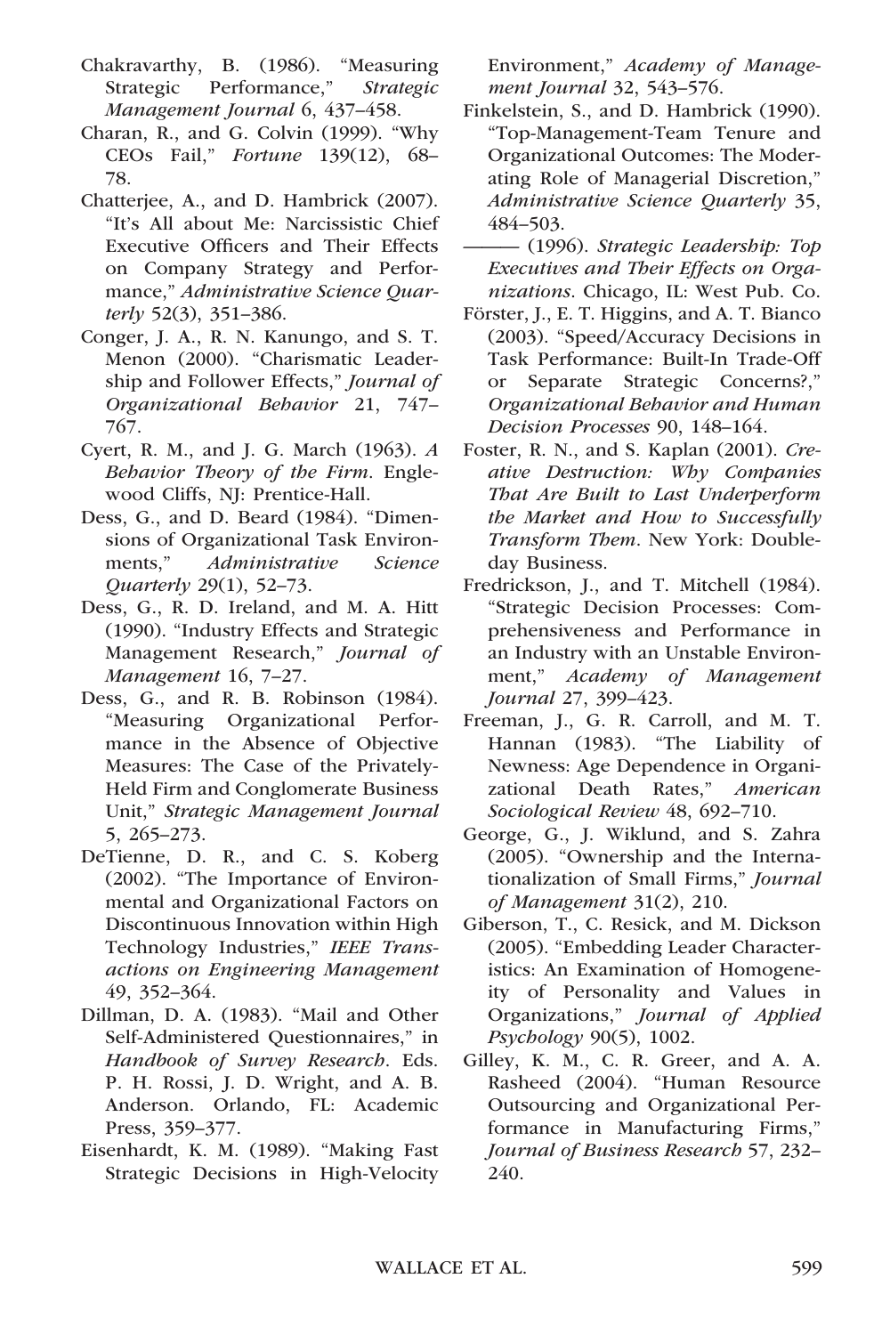Chakravarthy, B. (1986). "Measuring Strategic Performance," *Strategic Management Journal* 6, 437–458.

Charan, R., and G. Colvin (1999). "Why CEOs Fail," *Fortune* 139(12), 68–78.

Chatterjee, A., and D. Hambrick (2007). "It's All about Me: Narcissistic Chief Executive Officers and Their Effects on Company Strategy and Performance," *Administrative Science Quarterly* 52(3), 351–386.

Conger, J. A., R. N. Kanungo, and S. T. Menon (2000). "Charismatic Leadership and Follower Effects," *Journal of Organizational Behavior* 21, 747–767.

Cyert, R. M., and J. G. March (1963). *A Behavior Theory of the Firm*. Englewood Cliffs, NJ: Prentice-Hall.

Dess, G., and D. Beard (1984). "Dimensions of Organizational Task Environments," *Administrative Science Quarterly* 29(1), 52–73.

Dess, G., R. D. Ireland, and M. A. Hitt (1990). "Industry Effects and Strategic Management Research," *Journal of Management* 16, 7–27.

Dess, G., and R. B. Robinson (1984). "Measuring Organizational Performance in the Absence of Objective Measures: The Case of the Privately-Held Firm and Conglomerate Business Unit," *Strategic Management Journal* 5, 265–273.

DeTienne, D. R., and C. S. Koberg (2002). "The Importance of Environmental and Organizational Factors on Discontinuous Innovation within High Technology Industries," *IEEE Transactions on Engineering Management* 49, 352–364.

Dillman, D. A. (1983). "Mail and Other Self-Administered Questionnaires," in *Handbook of Survey Research*. Eds. P. H. Rossi, J. D. Wright, and A. B. Anderson. Orlando, FL: Academic Press, 359–377.

Eisenhardt, K. M. (1989). "Making Fast Strategic Decisions in High-Velocity Environment," *Academy of Management Journal* 32, 543–576.

Finkelstein, S., and D. Hambrick (1990). "Top-Management-Team Tenure and Organizational Outcomes: The Moderating Role of Managerial Discretion," *Administrative Science Quarterly* 35, 484–503.

——— (1996). *Strategic Leadership: Top Executives and Their Effects on Organizations*. Chicago, IL: West Pub. Co.

Förster, J., E. T. Higgins, and A. T. Bianco (2003). "Speed/Accuracy Decisions in Task Performance: Built-In Trade-Off or Separate Strategic Concerns?," *Organizational Behavior and Human Decision Processes* 90, 148–164.

Foster, R. N., and S. Kaplan (2001). *Creative Destruction: Why Companies That Are Built to Last Underperform the Market and How to Successfully Transform Them*. New York: Doubleday Business.

Fredrickson, J., and T. Mitchell (1984). "Strategic Decision Processes: Comprehensiveness and Performance in an Industry with an Unstable Environment," *Academy of Management Journal* 27, 399–423.

Freeman, J., G. R. Carroll, and M. T. Hannan (1983). "The Liability of Newness: Age Dependence in Organizational Death Rates," *American Sociological Review* 48, 692–710.

George, G., J. Wiklund, and S. Zahra (2005). "Ownership and the Internationalization of Small Firms," *Journal of Management* 31(2), 210.

Giberson, T., C. Resick, and M. Dickson (2005). "Embedding Leader Characteristics: An Examination of Homogeneity of Personality and Values in Organizations," *Journal of Applied Psychology* 90(5), 1002.

Gilley, K. M., C. R. Greer, and A. A. Rasheed (2004). "Human Resource Outsourcing and Organizational Performance in Manufacturing Firms," *Journal of Business Research* 57, 232–240.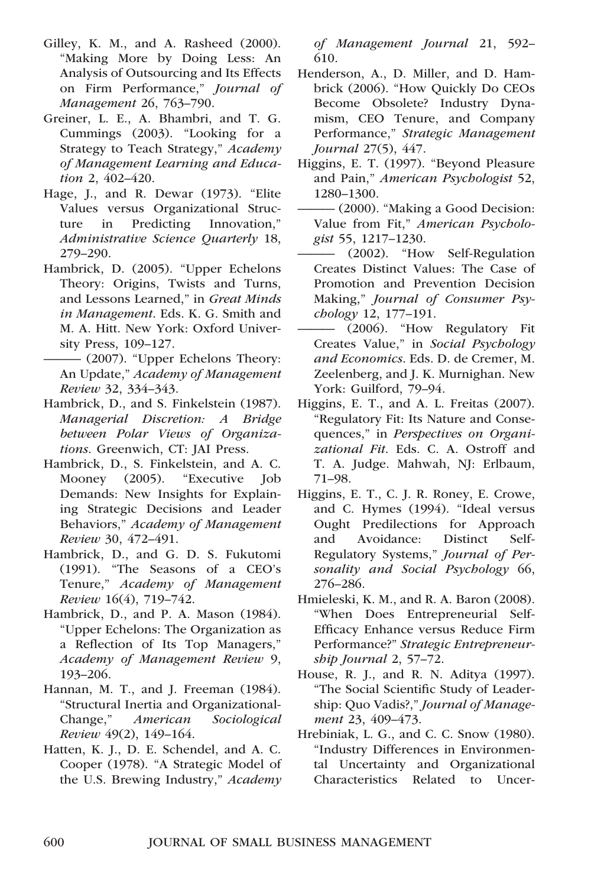Gilley, K. M., and A. Rasheed (2000). "Making More by Doing Less: An Analysis of Outsourcing and Its Effects on Firm Performance," *Journal of Management* 26, 763–790.

Greiner, L. E., A. Bhambri, and T. G. Cummings (2003). "Looking for a Strategy to Teach Strategy," *Academy of Management Learning and Education* 2, 402–420.

Hage, J., and R. Dewar (1973). "Elite Values versus Organizational Structure in Predicting Innovation," *Administrative Science Quarterly* 18, 279–290.

Hambrick, D. (2005). "Upper Echelons Theory: Origins, Twists and Turns, and Lessons Learned," in *Great Minds in Management*. Eds. K. G. Smith and M. A. Hitt. New York: Oxford University Press, 109–127.

——— (2007). "Upper Echelons Theory: An Update," *Academy of Management Review* 32, 334–343.

Hambrick, D., and S. Finkelstein (1987). *Managerial Discretion: A Bridge between Polar Views of Organizations*. Greenwich, CT: JAI Press.

Hambrick, D., S. Finkelstein, and A. C. Mooney (2005). "Executive Job Demands: New Insights for Explaining Strategic Decisions and Leader Behaviors," *Academy of Management Review* 30, 472–491.

Hambrick, D., and G. D. S. Fukutomi (1991). "The Seasons of a CEO's Tenure," *Academy of Management Review* 16(4), 719–742.

Hambrick, D., and P. A. Mason (1984). "Upper Echelons: The Organization as a Reflection of Its Top Managers," *Academy of Management Review* 9, 193–206.

Hannan, M. T., and J. Freeman (1984). "Structural Inertia and Organizational-Change," *American Sociological Review* 49(2), 149–164.

Hatten, K. J., D. E. Schendel, and A. C. Cooper (1978). "A Strategic Model of the U.S. Brewing Industry," *Academy of Management Journal* 21, 592–610.

Henderson, A., D. Miller, and D. Hambrick (2006). "How Quickly Do CEOs Become Obsolete? Industry Dynamism, CEO Tenure, and Company Performance," *Strategic Management Journal* 27(5), 447.

Higgins, E. T. (1997). "Beyond Pleasure and Pain," *American Psychologist* 52, 1280–1300.

——— (2000). "Making a Good Decision: Value from Fit," *American Psychologist* 55, 1217–1230.

——— (2002). "How Self-Regulation Creates Distinct Values: The Case of Promotion and Prevention Decision Making," *Journal of Consumer Psychology* 12, 177–191.

——— (2006). "How Regulatory Fit Creates Value," in *Social Psychology and Economics*. Eds. D. de Cremer, M. Zeelenberg, and J. K. Murnighan. New York: Guilford, 79–94.

Higgins, E. T., and A. L. Freitas (2007). "Regulatory Fit: Its Nature and Consequences," in *Perspectives on Organizational Fit*. Eds. C. A. Ostroff and T. A. Judge. Mahwah, NJ: Erlbaum, 71–98.

Higgins, E. T., C. J. R. Roney, E. Crowe, and C. Hymes (1994). "Ideal versus Ought Predilections for Approach and Avoidance: Distinct Self-Regulatory Systems," *Journal of Personality and Social Psychology* 66, 276–286.

Hmieleski, K. M., and R. A. Baron (2008). "When Does Entrepreneurial Self-Efficacy Enhance versus Reduce Firm Performance?" *Strategic Entrepreneurship Journal* 2, 57–72.

House, R. J., and R. N. Aditya (1997). "The Social Scientific Study of Leadership: Quo Vadis?," *Journal of Management* 23, 409–473.

Hrebiniak, L. G., and C. C. Snow (1980). "Industry Differences in Environmental Uncertainty and Organizational Characteristics Related to Uncer-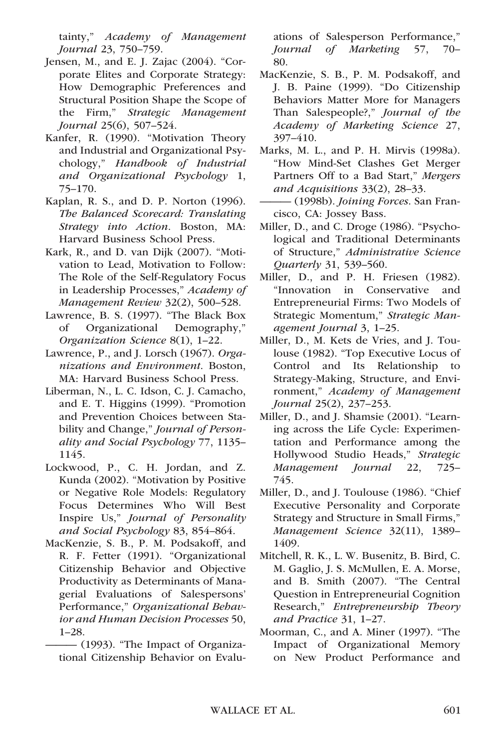tainty," *Academy of Management Journal* 23, 750–759.

Jensen, M., and E. J. Zajac (2004). "Corporate Elites and Corporate Strategy: How Demographic Preferences and Structural Position Shape the Scope of the Firm," *Strategic Management Journal* 25(6), 507–524.

Kanfer, R. (1990). "Motivation Theory and Industrial and Organizational Psychology," *Handbook of Industrial and Organizational Psychology* 1, 75–170.

Kaplan, R. S., and D. P. Norton (1996). *The Balanced Scorecard: Translating Strategy into Action*. Boston, MA: Harvard Business School Press.

Kark, R., and D. van Dijk (2007). "Motivation to Lead, Motivation to Follow: The Role of the Self-Regulatory Focus in Leadership Processes," *Academy of Management Review* 32(2), 500–528.

Lawrence, B. S. (1997). "The Black Box of Organizational Demography," *Organization Science* 8(1), 1–22.

Lawrence, P., and J. Lorsch (1967). *Organizations and Environment*. Boston, MA: Harvard Business School Press.

Liberman, N., L. C. Idson, C. J. Camacho, and E. T. Higgins (1999). "Promotion and Prevention Choices between Stability and Change," *Journal of Personality and Social Psychology* 77, 1135–1145.

Lockwood, P., C. H. Jordan, and Z. Kunda (2002). "Motivation by Positive or Negative Role Models: Regulatory Focus Determines Who Will Best Inspire Us," *Journal of Personality and Social Psychology* 83, 854–864.

MacKenzie, S. B., P. M. Podsakoff, and R. F. Fetter (1991). "Organizational Citizenship Behavior and Objective Productivity as Determinants of Managerial Evaluations of Salespersons' Performance," *Organizational Behavior and Human Decision Processes* 50, 1–28.

——— (1993). "The Impact of Organizational Citizenship Behavior on Evaluations of Salesperson Performance," *Journal of Marketing* 57, 70–80.

MacKenzie, S. B., P. M. Podsakoff, and J. B. Paine (1999). "Do Citizenship Behaviors Matter More for Managers Than Salespeople?," *Journal of the Academy of Marketing Science* 27, 397–410.

Marks, M. L., and P. H. Mirvis (1998a). "How Mind-Set Clashes Get Merger Partners Off to a Bad Start," *Mergers and Acquisitions* 33(2), 28–33.

——— (1998b). *Joining Forces*. San Francisco, CA: Jossey Bass.

Miller, D., and C. Droge (1986). "Psychological and Traditional Determinants of Structure," *Administrative Science Quarterly* 31, 539–560.

Miller, D., and P. H. Friesen (1982). "Innovation in Conservative and Entrepreneurial Firms: Two Models of Strategic Momentum," *Strategic Management Journal* 3, 1–25.

Miller, D., M. Kets de Vries, and J. Toulouse (1982). "Top Executive Locus of Control and Its Relationship to Strategy-Making, Structure, and Environment," *Academy of Management Journal* 25(2), 237–253.

Miller, D., and J. Shamsie (2001). "Learning across the Life Cycle: Experimentation and Performance among the Hollywood Studio Heads," *Strategic Management Journal* 22, 725–745.

Miller, D., and J. Toulouse (1986). "Chief Executive Personality and Corporate Strategy and Structure in Small Firms," *Management Science* 32(11), 1389–1409.

Mitchell, R. K., L. W. Busenitz, B. Bird, C. M. Gaglio, J. S. McMullen, E. A. Morse, and B. Smith (2007). "The Central Question in Entrepreneurial Cognition Research," *Entrepreneurship Theory and Practice* 31, 1–27.

Moorman, C., and A. Miner (1997). "The Impact of Organizational Memory on New Product Performance and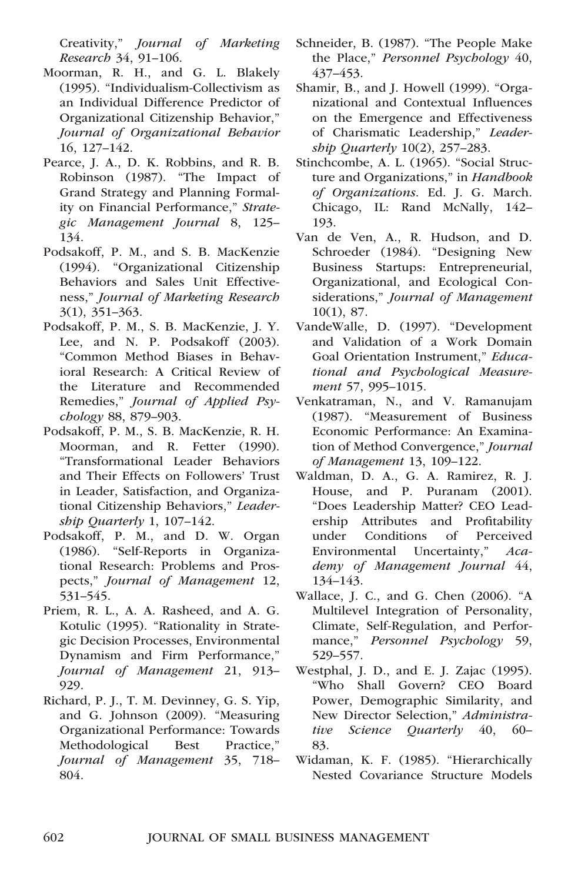Creativity," *Journal of Marketing Research* 34, 91–106.

Moorman, R. H., and G. L. Blakely (1995). "Individualism-Collectivism as an Individual Difference Predictor of Organizational Citizenship Behavior," *Journal of Organizational Behavior* 16, 127–142.

Pearce, J. A., D. K. Robbins, and R. B. Robinson (1987). "The Impact of Grand Strategy and Planning Formality on Financial Performance," *Strategic Management Journal* 8, 125–134.

Podsakoff, P. M., and S. B. MacKenzie (1994). "Organizational Citizenship Behaviors and Sales Unit Effectiveness," *Journal of Marketing Research* 3(1), 351–363.

Podsakoff, P. M., S. B. MacKenzie, J. Y. Lee, and N. P. Podsakoff (2003). "Common Method Biases in Behavioral Research: A Critical Review of the Literature and Recommended Remedies," *Journal of Applied Psychology* 88, 879–903.

Podsakoff, P. M., S. B. MacKenzie, R. H. Moorman, and R. Fetter (1990). "Transformational Leader Behaviors and Their Effects on Followers' Trust in Leader, Satisfaction, and Organizational Citizenship Behaviors," *Leadership Quarterly* 1, 107–142.

Podsakoff, P. M., and D. W. Organ (1986). "Self-Reports in Organizational Research: Problems and Prospects," *Journal of Management* 12, 531–545.

Priem, R. L., A. A. Rasheed, and A. G. Kotulic (1995). "Rationality in Strategic Decision Processes, Environmental Dynamism and Firm Performance," *Journal of Management* 21, 913–929.

Richard, P. J., T. M. Devinney, G. S. Yip, and G. Johnson (2009). "Measuring Organizational Performance: Towards Methodological Best Practice," *Journal of Management* 35, 718–804.

Schneider, B. (1987). "The People Make the Place," *Personnel Psychology* 40, 437–453.

Shamir, B., and J. Howell (1999). "Organizational and Contextual Influences on the Emergence and Effectiveness of Charismatic Leadership," *Leadership Quarterly* 10(2), 257–283.

Stinchcombe, A. L. (1965). "Social Structure and Organizations," in *Handbook of Organizations*. Ed. J. G. March. Chicago, IL: Rand McNally, 142–193.

Van de Ven, A., R. Hudson, and D. Schroeder (1984). "Designing New Business Startups: Entrepreneurial, Organizational, and Ecological Considerations," *Journal of Management* 10(1), 87.

VandeWalle, D. (1997). "Development and Validation of a Work Domain Goal Orientation Instrument," *Educational and Psychological Measurement* 57, 995–1015.

Venkatraman, N., and V. Ramanujam (1987). "Measurement of Business Economic Performance: An Examination of Method Convergence," *Journal of Management* 13, 109–122.

Waldman, D. A., G. A. Ramirez, R. J. House, and P. Puranam (2001). "Does Leadership Matter? CEO Leadership Attributes and Profitability under Conditions of Perceived Environmental Uncertainty," *Academy of Management Journal* 44, 134–143.

Wallace, J. C., and G. Chen (2006). "A Multilevel Integration of Personality, Climate, Self-Regulation, and Performance," *Personnel Psychology* 59, 529–557.

Westphal, J. D., and E. J. Zajac (1995). "Who Shall Govern? CEO Board Power, Demographic Similarity, and New Director Selection," *Administrative Science Quarterly* 40, 60–83.

Widaman, K. F. (1985). "Hierarchically Nested Covariance Structure Models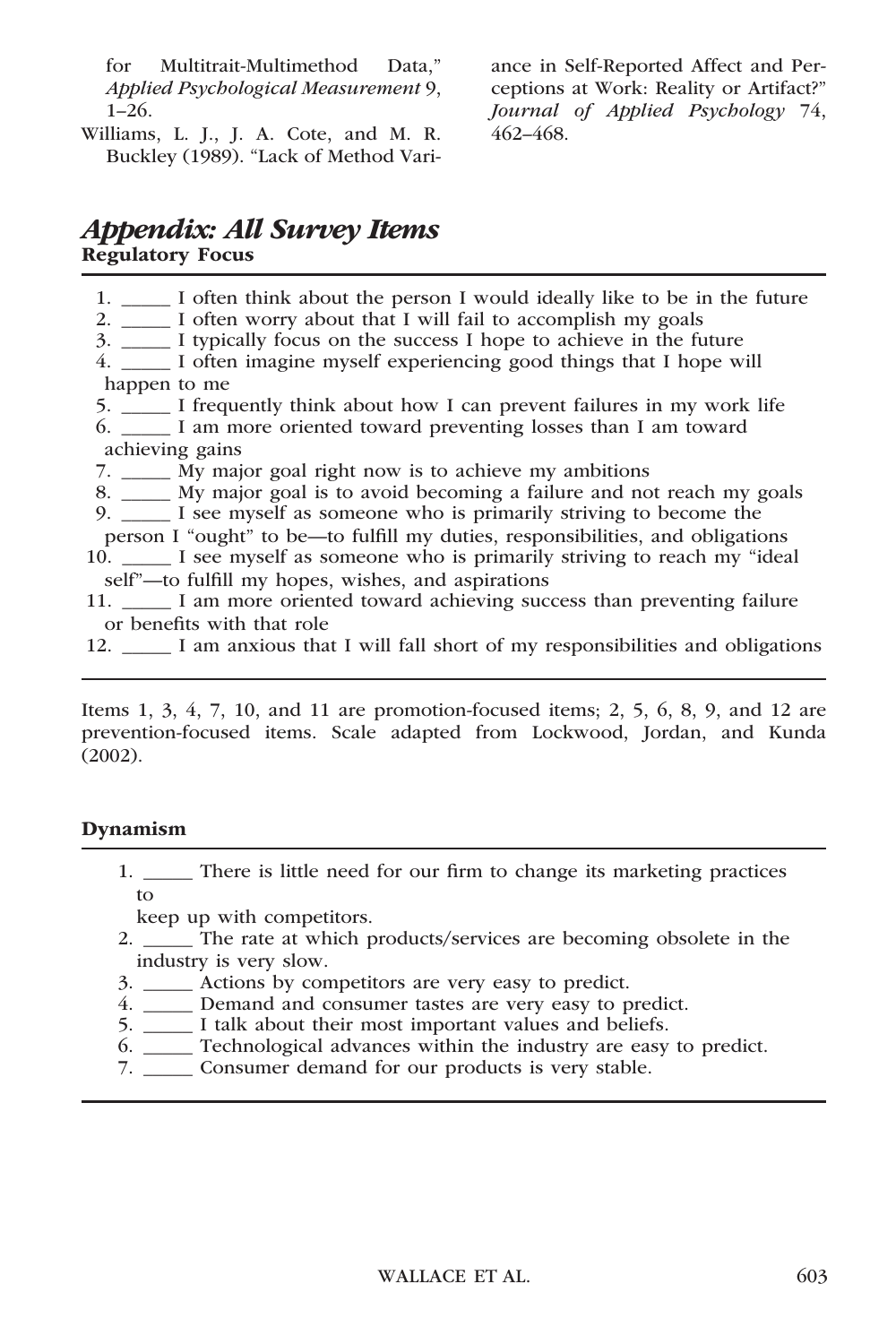for Multitrait-Multimethod Data," *Applied Psychological Measurement* 9, 1–26.

Williams, L. J., J. A. Cote, and M. R. Buckley (1989). "Lack of Method Variance in Self-Reported Affect and Perceptions at Work: Reality or Artifact?" *Journal of Applied Psychology* 74, 462–468.

## *Appendix: All Survey Items*

### Regulatory Focus

1. _____ I often think about the person I would ideally like to be in the future
2. _____ I often worry about that I will fail to accomplish my goals
3. _____ I typically focus on the success I hope to achieve in the future
4. _____ I often imagine myself experiencing good things that I hope will happen to me
5. _____ I frequently think about how I can prevent failures in my work life
6. _____ I am more oriented toward preventing losses than I am toward achieving gains
7. _____ My major goal right now is to achieve my ambitions
8. _____ My major goal is to avoid becoming a failure and not reach my goals
9. _____ I see myself as someone who is primarily striving to become the person I "ought" to be—to fulfill my duties, responsibilities, and obligations
10. _____ I see myself as someone who is primarily striving to reach my "ideal self"—to fulfill my hopes, wishes, and aspirations
11. _____ I am more oriented toward achieving success than preventing failure or benefits with that role
12. _____ I am anxious that I will fall short of my responsibilities and obligations

Items 1, 3, 4, 7, 10, and 11 are promotion-focused items; 2, 5, 6, 8, 9, and 12 are prevention-focused items. Scale adapted from Lockwood, Jordan, and Kunda (2002).

### Dynamism

1. _____ There is little need for our firm to change its marketing practices to keep up with competitors.
2. _____ The rate at which products/services are becoming obsolete in the industry is very slow.
3. _____ Actions by competitors are very easy to predict.
4. _____ Demand and consumer tastes are very easy to predict.
5. _____ I talk about their most important values and beliefs.
6. _____ Technological advances within the industry are easy to predict.
7. _____ Consumer demand for our products is very stable.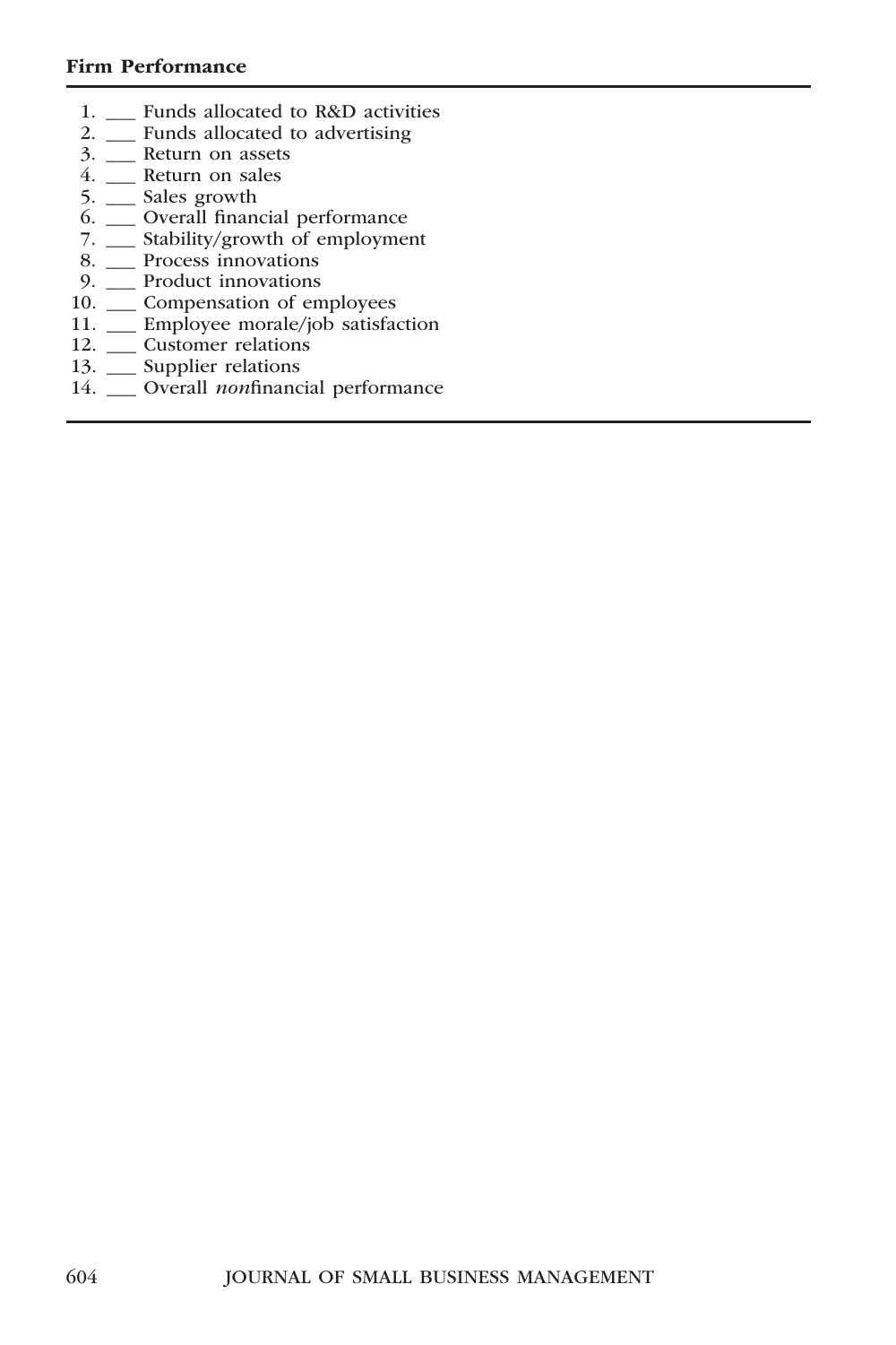**Firm Performance**

1. ___ Funds allocated to R&D activities
2. ___ Funds allocated to advertising
3. ___ Return on assets
4. ___ Return on sales
5. ___ Sales growth
6. ___ Overall financial performance
7. ___ Stability/growth of employment
8. ___ Process innovations
9. ___ Product innovations
10. ___ Compensation of employees
11. ___ Employee morale/job satisfaction
12. ___ Customer relations
13. ___ Supplier relations
14. ___ Overall *non*financial performance